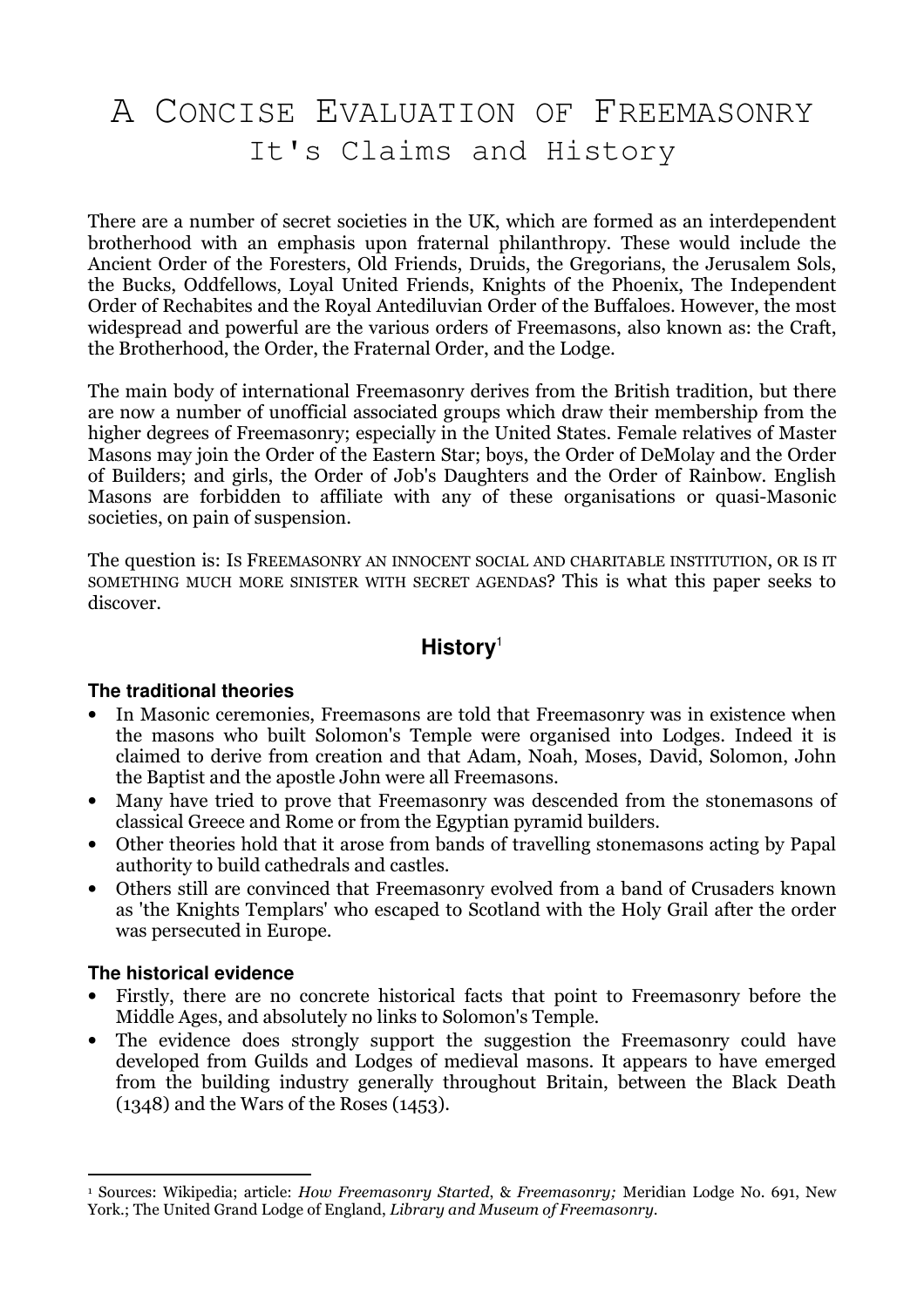# A CONCISE EVALUATION OF FREEMASONRY
## It's Claims and History

There are a number of secret societies in the UK, which are formed as an interdependent brotherhood with an emphasis upon fraternal philanthropy. These would include the Ancient Order of the Foresters, Old Friends, Druids, the Gregorians, the Jerusalem Sols, the Bucks, Oddfellows, Loyal United Friends, Knights of the Phoenix, The Independent Order of Rechabites and the Royal Antediluvian Order of the Buffaloes. However, the most widespread and powerful are the various orders of Freemasons, also known as: the Craft, the Brotherhood, the Order, the Fraternal Order, and the Lodge.

The main body of international Freemasonry derives from the British tradition, but there are now a number of unofficial associated groups which draw their membership from the higher degrees of Freemasonry; especially in the United States. Female relatives of Master Masons may join the Order of the Eastern Star; boys, the Order of DeMolay and the Order of Builders; and girls, the Order of Job's Daughters and the Order of Rainbow. English Masons are forbidden to affiliate with any of these organisations or quasi-Masonic societies, on pain of suspension.

The question is: IS FREEMASONRY AN INNOCENT SOCIAL AND CHARITABLE INSTITUTION, OR IS IT SOMETHING MUCH MORE SINISTER WITH SECRET AGENDAS? This is what this paper seeks to discover.

## History[1]

### The traditional theories

- In Masonic ceremonies, Freemasons are told that Freemasonry was in existence when the masons who built Solomon's Temple were organised into Lodges. Indeed it is claimed to derive from creation and that Adam, Noah, Moses, David, Solomon, John the Baptist and the apostle John were all Freemasons.
- Many have tried to prove that Freemasonry was descended from the stonemasons of classical Greece and Rome or from the Egyptian pyramid builders.
- Other theories hold that it arose from bands of travelling stonemasons acting by Papal authority to build cathedrals and castles.
- Others still are convinced that Freemasonry evolved from a band of Crusaders known as 'the Knights Templars' who escaped to Scotland with the Holy Grail after the order was persecuted in Europe.

### The historical evidence

- Firstly, there are no concrete historical facts that point to Freemasonry before the Middle Ages, and absolutely no links to Solomon's Temple.
- The evidence does strongly support the suggestion the Freemasonry could have developed from Guilds and Lodges of medieval masons. It appears to have emerged from the building industry generally throughout Britain, between the Black Death (1348) and the Wars of the Roses (1453).

---

[1] Sources: Wikipedia; article: *How Freemasonry Started*, & *Freemasonry;* Meridian Lodge No. 691, New York.; The United Grand Lodge of England, *Library and Museum of Freemasonry*.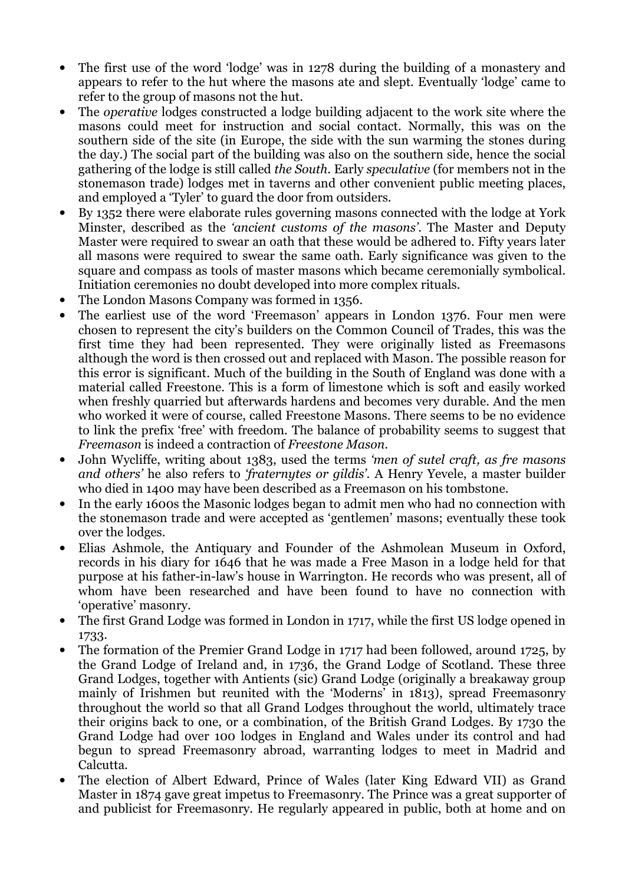- The first use of the word 'lodge' was in 1278 during the building of a monastery and appears to refer to the hut where the masons ate and slept. Eventually 'lodge' came to refer to the group of masons not the hut.
- The *operative* lodges constructed a lodge building adjacent to the work site where the masons could meet for instruction and social contact. Normally, this was on the southern side of the site (in Europe, the side with the sun warming the stones during the day.) The social part of the building was also on the southern side, hence the social gathering of the lodge is still called *the South*. Early *speculative* (for members not in the stonemason trade) lodges met in taverns and other convenient public meeting places, and employed a 'Tyler' to guard the door from outsiders.
- By 1352 there were elaborate rules governing masons connected with the lodge at York Minster, described as the *'ancient customs of the masons'*. The Master and Deputy Master were required to swear an oath that these would be adhered to. Fifty years later all masons were required to swear the same oath. Early significance was given to the square and compass as tools of master masons which became ceremonially symbolical. Initiation ceremonies no doubt developed into more complex rituals.
- The London Masons Company was formed in 1356.
- The earliest use of the word 'Freemason' appears in London 1376. Four men were chosen to represent the city's builders on the Common Council of Trades, this was the first time they had been represented. They were originally listed as Freemasons although the word is then crossed out and replaced with Mason. The possible reason for this error is significant. Much of the building in the South of England was done with a material called Freestone. This is a form of limestone which is soft and easily worked when freshly quarried but afterwards hardens and becomes very durable. And the men who worked it were of course, called Freestone Masons. There seems to be no evidence to link the prefix 'free' with freedom. The balance of probability seems to suggest that *Freemason* is indeed a contraction of *Freestone Mason*.
- John Wycliffe, writing about 1383, used the terms *'men of sutel craft, as fre masons and others'* he also refers to *'fraternytes or gildis'*. A Henry Yevele, a master builder who died in 1400 may have been described as a Freemason on his tombstone.
- In the early 1600s the Masonic lodges began to admit men who had no connection with the stonemason trade and were accepted as 'gentlemen' masons; eventually these took over the lodges.
- Elias Ashmole, the Antiquary and Founder of the Ashmolean Museum in Oxford, records in his diary for 1646 that he was made a Free Mason in a lodge held for that purpose at his father-in-law's house in Warrington. He records who was present, all of whom have been researched and have been found to have no connection with 'operative' masonry.
- The first Grand Lodge was formed in London in 1717, while the first US lodge opened in 1733.
- The formation of the Premier Grand Lodge in 1717 had been followed, around 1725, by the Grand Lodge of Ireland and, in 1736, the Grand Lodge of Scotland. These three Grand Lodges, together with Antients (sic) Grand Lodge (originally a breakaway group mainly of Irishmen but reunited with the 'Moderns' in 1813), spread Freemasonry throughout the world so that all Grand Lodges throughout the world, ultimately trace their origins back to one, or a combination, of the British Grand Lodges. By 1730 the Grand Lodge had over 100 lodges in England and Wales under its control and had begun to spread Freemasonry abroad, warranting lodges to meet in Madrid and Calcutta.
- The election of Albert Edward, Prince of Wales (later King Edward VII) as Grand Master in 1874 gave great impetus to Freemasonry. The Prince was a great supporter of and publicist for Freemasonry. He regularly appeared in public, both at home and on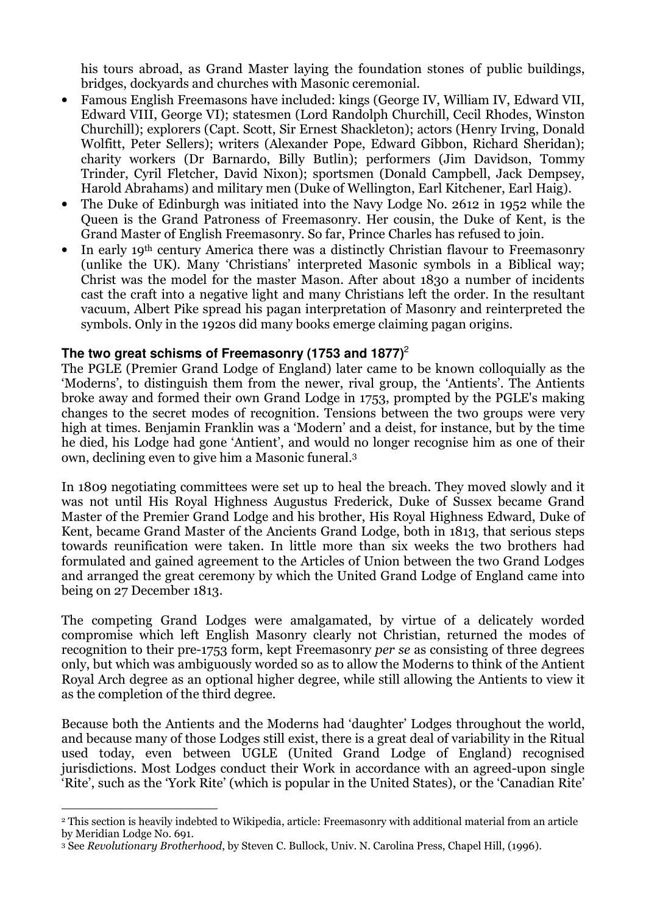his tours abroad, as Grand Master laying the foundation stones of public buildings, bridges, dockyards and churches with Masonic ceremonial.

- Famous English Freemasons have included: kings (George IV, William IV, Edward VII, Edward VIII, George VI); statesmen (Lord Randolph Churchill, Cecil Rhodes, Winston Churchill); explorers (Capt. Scott, Sir Ernest Shackleton); actors (Henry Irving, Donald Wolfitt, Peter Sellers); writers (Alexander Pope, Edward Gibbon, Richard Sheridan); charity workers (Dr Barnardo, Billy Butlin); performers (Jim Davidson, Tommy Trinder, Cyril Fletcher, David Nixon); sportsmen (Donald Campbell, Jack Dempsey, Harold Abrahams) and military men (Duke of Wellington, Earl Kitchener, Earl Haig).
- The Duke of Edinburgh was initiated into the Navy Lodge No. 2612 in 1952 while the Queen is the Grand Patroness of Freemasonry. Her cousin, the Duke of Kent, is the Grand Master of English Freemasonry. So far, Prince Charles has refused to join.
- In early 19th century America there was a distinctly Christian flavour to Freemasonry (unlike the UK). Many 'Christians' interpreted Masonic symbols in a Biblical way; Christ was the model for the master Mason. After about 1830 a number of incidents cast the craft into a negative light and many Christians left the order. In the resultant vacuum, Albert Pike spread his pagan interpretation of Masonry and reinterpreted the symbols. Only in the 1920s did many books emerge claiming pagan origins.

## The two great schisms of Freemasonry (1753 and 1877)[2]

The PGLE (Premier Grand Lodge of England) later came to be known colloquially as the 'Moderns', to distinguish them from the newer, rival group, the 'Antients'. The Antients broke away and formed their own Grand Lodge in 1753, prompted by the PGLE's making changes to the secret modes of recognition. Tensions between the two groups were very high at times. Benjamin Franklin was a 'Modern' and a deist, for instance, but by the time he died, his Lodge had gone 'Antient', and would no longer recognise him as one of their own, declining even to give him a Masonic funeral.[3]

In 1809 negotiating committees were set up to heal the breach. They moved slowly and it was not until His Royal Highness Augustus Frederick, Duke of Sussex became Grand Master of the Premier Grand Lodge and his brother, His Royal Highness Edward, Duke of Kent, became Grand Master of the Ancients Grand Lodge, both in 1813, that serious steps towards reunification were taken. In little more than six weeks the two brothers had formulated and gained agreement to the Articles of Union between the two Grand Lodges and arranged the great ceremony by which the United Grand Lodge of England came into being on 27 December 1813.

The competing Grand Lodges were amalgamated, by virtue of a delicately worded compromise which left English Masonry clearly not Christian, returned the modes of recognition to their pre-1753 form, kept Freemasonry *per se* as consisting of three degrees only, but which was ambiguously worded so as to allow the Moderns to think of the Antient Royal Arch degree as an optional higher degree, while still allowing the Antients to view it as the completion of the third degree.

Because both the Antients and the Moderns had 'daughter' Lodges throughout the world, and because many of those Lodges still exist, there is a great deal of variability in the Ritual used today, even between UGLE (United Grand Lodge of England) recognised jurisdictions. Most Lodges conduct their Work in accordance with an agreed-upon single 'Rite', such as the 'York Rite' (which is popular in the United States), or the 'Canadian Rite'

---

[2] This section is heavily indebted to Wikipedia, article: Freemasonry with additional material from an article by Meridian Lodge No. 691.

[3] See *Revolutionary Brotherhood*, by Steven C. Bullock, Univ. N. Carolina Press, Chapel Hill, (1996).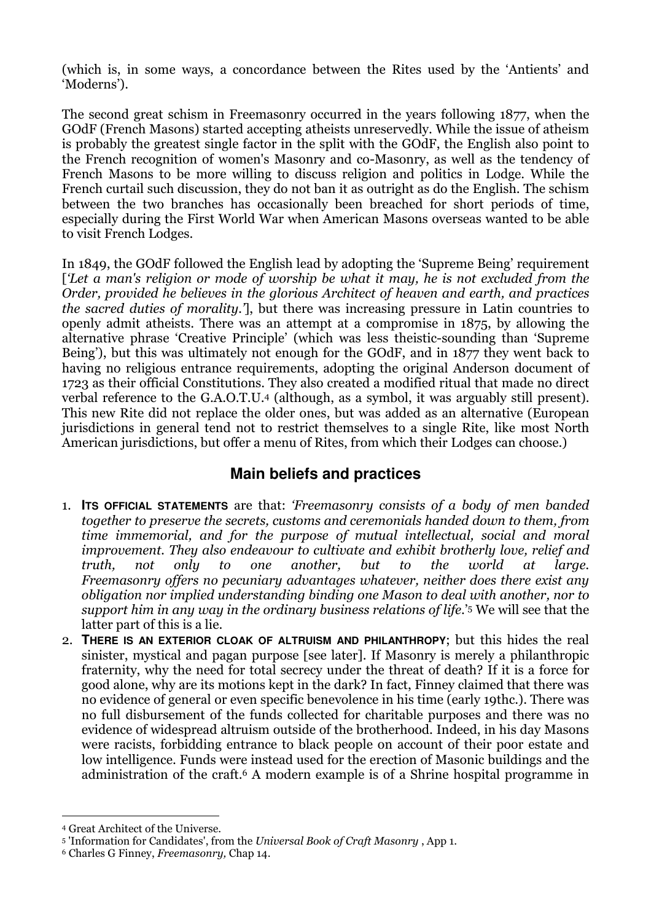(which is, in some ways, a concordance between the Rites used by the 'Antients' and 'Moderns').

The second great schism in Freemasonry occurred in the years following 1877, when the GOdF (French Masons) started accepting atheists unreservedly. While the issue of atheism is probably the greatest single factor in the split with the GOdF, the English also point to the French recognition of women's Masonry and co-Masonry, as well as the tendency of French Masons to be more willing to discuss religion and politics in Lodge. While the French curtail such discussion, they do not ban it as outright as do the English. The schism between the two branches has occasionally been breached for short periods of time, especially during the First World War when American Masons overseas wanted to be able to visit French Lodges.

In 1849, the GOdF followed the English lead by adopting the 'Supreme Being' requirement [*'Let a man's religion or mode of worship be what it may, he is not excluded from the Order, provided he believes in the glorious Architect of heaven and earth, and practices the sacred duties of morality.'*], but there was increasing pressure in Latin countries to openly admit atheists. There was an attempt at a compromise in 1875, by allowing the alternative phrase 'Creative Principle' (which was less theistic-sounding than 'Supreme Being'), but this was ultimately not enough for the GOdF, and in 1877 they went back to having no religious entrance requirements, adopting the original Anderson document of 1723 as their official Constitutions. They also created a modified ritual that made no direct verbal reference to the G.A.O.T.U.[4] (although, as a symbol, it was arguably still present). This new Rite did not replace the older ones, but was added as an alternative (European jurisdictions in general tend not to restrict themselves to a single Rite, like most North American jurisdictions, but offer a menu of Rites, from which their Lodges can choose.)

## Main beliefs and practices

1. **ITS OFFICIAL STATEMENTS** are that: *'Freemasonry consists of a body of men banded together to preserve the secrets, customs and ceremonials handed down to them, from time immemorial, and for the purpose of mutual intellectual, social and moral improvement. They also endeavour to cultivate and exhibit brotherly love, relief and truth, not only to one another, but to the world at large. Freemasonry offers no pecuniary advantages whatever, neither does there exist any obligation nor implied understanding binding one Mason to deal with another, nor to support him in any way in the ordinary business relations of life.'*[5] We will see that the latter part of this is a lie.
2. **THERE IS AN EXTERIOR CLOAK OF ALTRUISM AND PHILANTHROPY**; but this hides the real sinister, mystical and pagan purpose [see later]. If Masonry is merely a philanthropic fraternity, why the need for total secrecy under the threat of death? If it is a force for good alone, why are its motions kept in the dark? In fact, Finney claimed that there was no evidence of general or even specific benevolence in his time (early 19thc.). There was no full disbursement of the funds collected for charitable purposes and there was no evidence of widespread altruism outside of the brotherhood. Indeed, in his day Masons were racists, forbidding entrance to black people on account of their poor estate and low intelligence. Funds were instead used for the erection of Masonic buildings and the administration of the craft.[6] A modern example is of a Shrine hospital programme in

---

[4] Great Architect of the Universe.

[5] 'Information for Candidates', from the *Universal Book of Craft Masonry* , App 1.

[6] Charles G Finney, *Freemasonry,* Chap 14.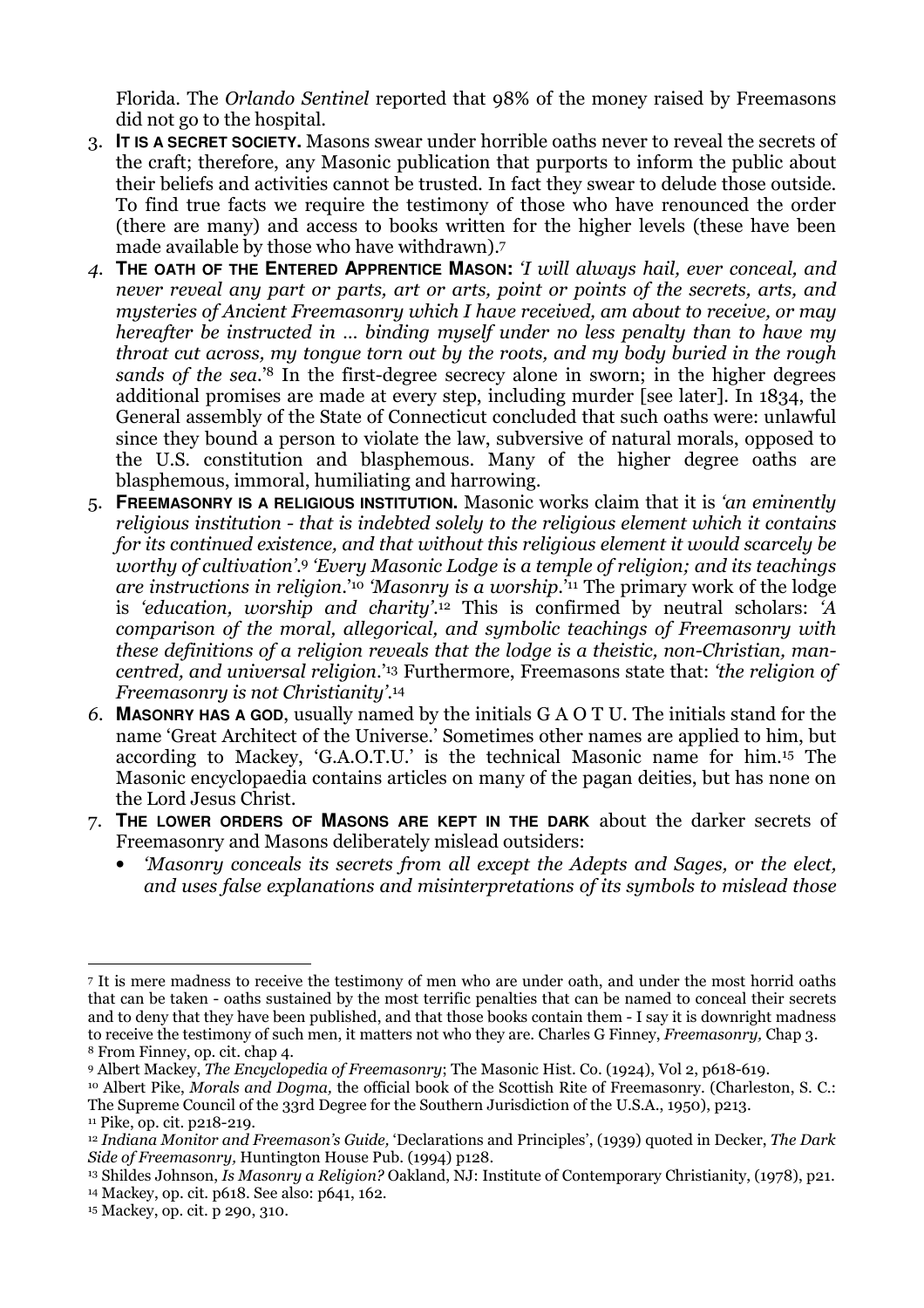Florida. The *Orlando Sentinel* reported that 98% of the money raised by Freemasons did not go to the hospital.

3. **IT IS A SECRET SOCIETY.** Masons swear under horrible oaths never to reveal the secrets of the craft; therefore, any Masonic publication that purports to inform the public about their beliefs and activities cannot be trusted. In fact they swear to delude those outside. To find true facts we require the testimony of those who have renounced the order (there are many) and access to books written for the higher levels (these have been made available by those who have withdrawn).[7]
4. **THE OATH OF THE ENTERED APPRENTICE MASON:** *'I will always hail, ever conceal, and never reveal any part or parts, art or arts, point or points of the secrets, arts, and mysteries of Ancient Freemasonry which I have received, am about to receive, or may hereafter be instructed in … binding myself under no less penalty than to have my throat cut across, my tongue torn out by the roots, and my body buried in the rough sands of the sea.'*[8] In the first-degree secrecy alone in sworn; in the higher degrees additional promises are made at every step, including murder [see later]. In 1834, the General assembly of the State of Connecticut concluded that such oaths were: unlawful since they bound a person to violate the law, subversive of natural morals, opposed to the U.S. constitution and blasphemous. Many of the higher degree oaths are blasphemous, immoral, humiliating and harrowing.
5. **FREEMASONRY IS A RELIGIOUS INSTITUTION.** Masonic works claim that it is *'an eminently religious institution - that is indebted solely to the religious element which it contains for its continued existence, and that without this religious element it would scarcely be worthy of cultivation'*.[9] *'Every Masonic Lodge is a temple of religion; and its teachings are instructions in religion.'*[10] *'Masonry is a worship.'*[11] The primary work of the lodge is *'education, worship and charity'*.[12] This is confirmed by neutral scholars: *'A comparison of the moral, allegorical, and symbolic teachings of Freemasonry with these definitions of a religion reveals that the lodge is a theistic, non-Christian, man-centred, and universal religion.'*[13] Furthermore, Freemasons state that: *'the religion of Freemasonry is not Christianity'*.[14]
6. **MASONRY HAS A GOD**, usually named by the initials G A O T U. The initials stand for the name 'Great Architect of the Universe.' Sometimes other names are applied to him, but according to Mackey, 'G.A.O.T.U.' is the technical Masonic name for him.[15] The Masonic encyclopaedia contains articles on many of the pagan deities, but has none on the Lord Jesus Christ.
7. **THE LOWER ORDERS OF MASONS ARE KEPT IN THE DARK** about the darker secrets of Freemasonry and Masons deliberately mislead outsiders:
   - *'Masonry conceals its secrets from all except the Adepts and Sages, or the elect, and uses false explanations and misinterpretations of its symbols to mislead those*

---

[7] It is mere madness to receive the testimony of men who are under oath, and under the most horrid oaths that can be taken - oaths sustained by the most terrific penalties that can be named to conceal their secrets and to deny that they have been published, and that those books contain them - I say it is downright madness to receive the testimony of such men, it matters not who they are. Charles G Finney, *Freemasonry,* Chap 3.

[8] From Finney, op. cit. chap 4.

[9] Albert Mackey, *The Encyclopedia of Freemasonry*; The Masonic Hist. Co. (1924), Vol 2, p618-619.

[10] Albert Pike, *Morals and Dogma,* the official book of the Scottish Rite of Freemasonry. (Charleston, S. C.: The Supreme Council of the 33rd Degree for the Southern Jurisdiction of the U.S.A., 1950), p213.

[11] Pike, op. cit. p218-219.

[12] *Indiana Monitor and Freemason's Guide,* 'Declarations and Principles', (1939) quoted in Decker, *The Dark Side of Freemasonry,* Huntington House Pub. (1994) p128.

[13] Shildes Johnson, *Is Masonry a Religion?* Oakland, NJ: Institute of Contemporary Christianity, (1978), p21.

[14] Mackey, op. cit. p618. See also: p641, 162.

[15] Mackey, op. cit. p 290, 310.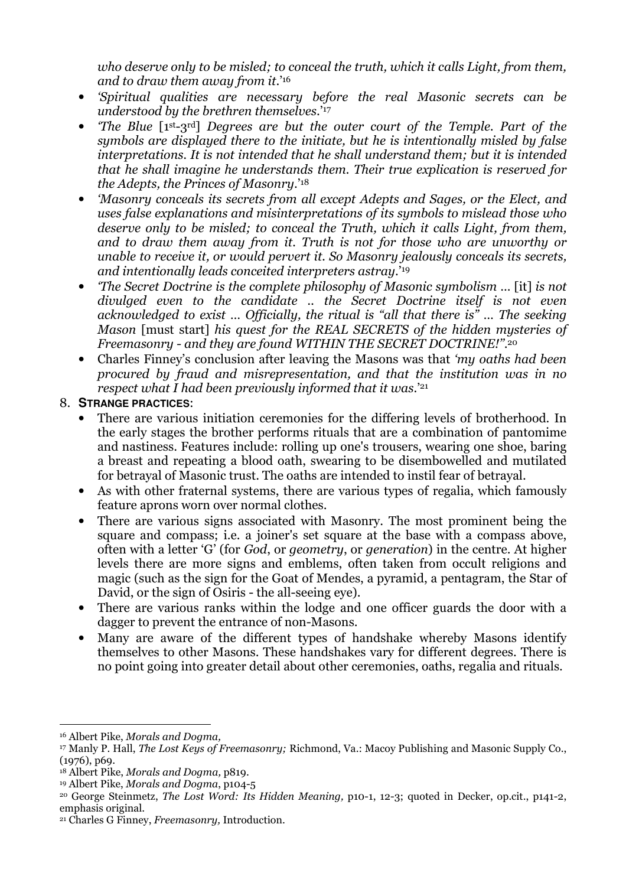*who deserve only to be misled; to conceal the truth, which it calls Light, from them, and to draw them away from it*.'[16]

- *'Spiritual qualities are necessary before the real Masonic secrets can be understood by the brethren themselves*.'[17]
- *'The Blue* [1st-3rd] *Degrees are but the outer court of the Temple. Part of the symbols are displayed there to the initiate, but he is intentionally misled by false interpretations. It is not intended that he shall understand them; but it is intended that he shall imagine he understands them. Their true explication is reserved for the Adepts, the Princes of Masonry*.'[18]
- *'Masonry conceals its secrets from all except Adepts and Sages, or the Elect, and uses false explanations and misinterpretations of its symbols to mislead those who deserve only to be misled; to conceal the Truth, which it calls Light, from them, and to draw them away from it. Truth is not for those who are unworthy or unable to receive it, or would pervert it. So Masonry jealously conceals its secrets, and intentionally leads conceited interpreters astray*.'[19]
- *'The Secret Doctrine is the complete philosophy of Masonic symbolism …* [it] *is not divulged even to the candidate .. the Secret Doctrine itself is not even acknowledged to exist … Officially, the ritual is "all that there is" … The seeking Mason* [must start] *his quest for the REAL SECRETS of the hidden mysteries of Freemasonry - and they are found WITHIN THE SECRET DOCTRINE!"*.[20]
- Charles Finney's conclusion after leaving the Masons was that *'my oaths had been procured by fraud and misrepresentation, and that the institution was in no respect what I had been previously informed that it was*.'[21]

8. **STRANGE PRACTICES:**
   - There are various initiation ceremonies for the differing levels of brotherhood. In the early stages the brother performs rituals that are a combination of pantomime and nastiness. Features include: rolling up one's trousers, wearing one shoe, baring a breast and repeating a blood oath, swearing to be disembowelled and mutilated for betrayal of Masonic trust. The oaths are intended to instil fear of betrayal.
   - As with other fraternal systems, there are various types of regalia, which famously feature aprons worn over normal clothes.
   - There are various signs associated with Masonry. The most prominent being the square and compass; i.e. a joiner's set square at the base with a compass above, often with a letter 'G' (for *God*, or *geometry*, or *generation*) in the centre. At higher levels there are more signs and emblems, often taken from occult religions and magic (such as the sign for the Goat of Mendes, a pyramid, a pentagram, the Star of David, or the sign of Osiris - the all-seeing eye).
   - There are various ranks within the lodge and one officer guards the door with a dagger to prevent the entrance of non-Masons.
   - Many are aware of the different types of handshake whereby Masons identify themselves to other Masons. These handshakes vary for different degrees. There is no point going into greater detail about other ceremonies, oaths, regalia and rituals.

---

[16] Albert Pike, *Morals and Dogma,*

[17] Manly P. Hall, *The Lost Keys of Freemasonry;* Richmond, Va.: Macoy Publishing and Masonic Supply Co., (1976), p69.

[18] Albert Pike, *Morals and Dogma,* p819.

[19] Albert Pike, *Morals and Dogma*, p104-5

[20] George Steinmetz, *The Lost Word: Its Hidden Meaning,* p10-1, 12-3; quoted in Decker, op.cit., p141-2, emphasis original.

[21] Charles G Finney, *Freemasonry,* Introduction.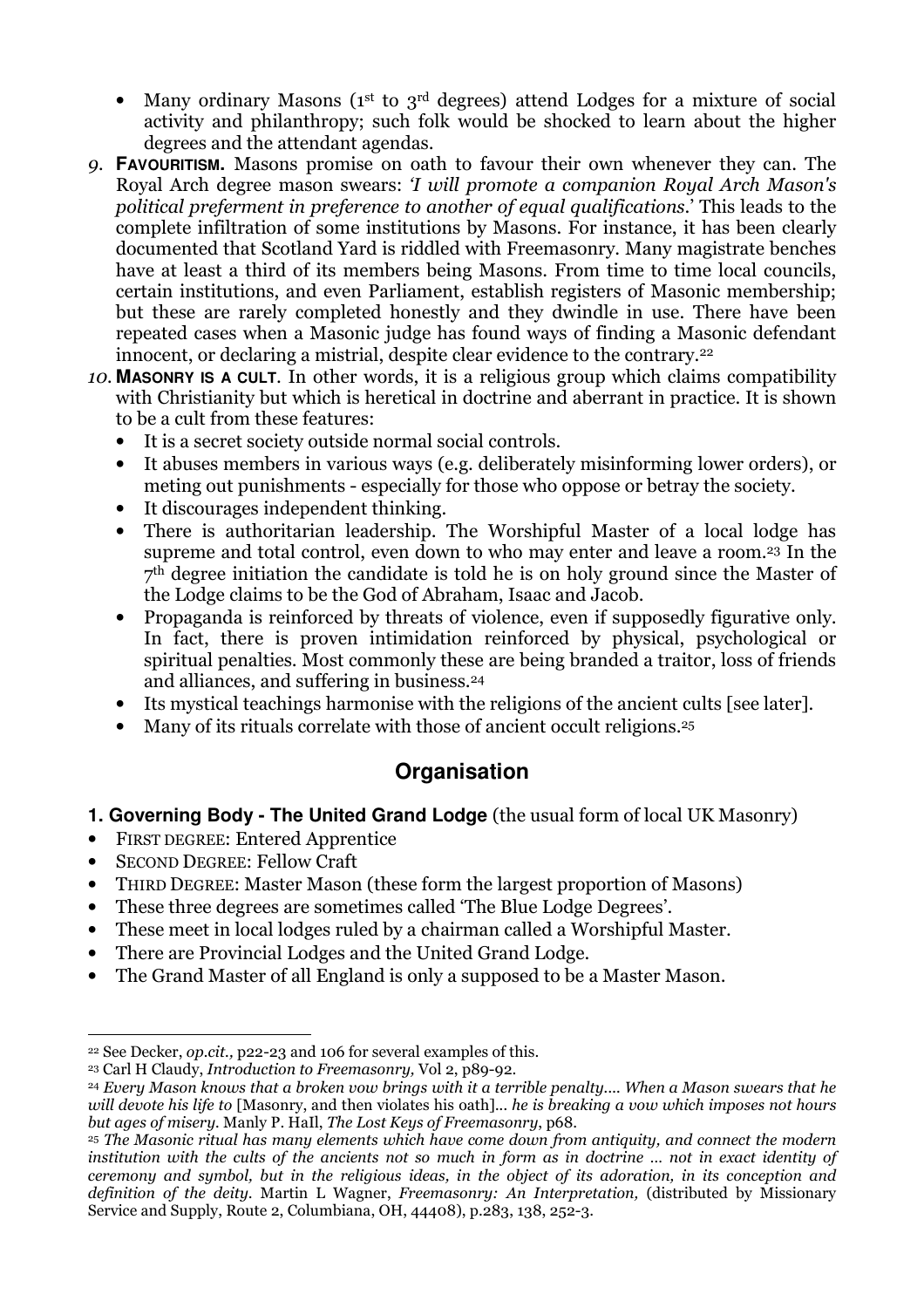- Many ordinary Masons (1st to 3rd degrees) attend Lodges for a mixture of social activity and philanthropy; such folk would be shocked to learn about the higher degrees and the attendant agendas.

9. **FAVOURITISM.** Masons promise on oath to favour their own whenever they can. The Royal Arch degree mason swears: *'I will promote a companion Royal Arch Mason's political preferment in preference to another of equal qualifications.'* This leads to the complete infiltration of some institutions by Masons. For instance, it has been clearly documented that Scotland Yard is riddled with Freemasonry. Many magistrate benches have at least a third of its members being Masons. From time to time local councils, certain institutions, and even Parliament, establish registers of Masonic membership; but these are rarely completed honestly and they dwindle in use. There have been repeated cases when a Masonic judge has found ways of finding a Masonic defendant innocent, or declaring a mistrial, despite clear evidence to the contrary.[22]

10. **MASONRY IS A CULT**. In other words, it is a religious group which claims compatibility with Christianity but which is heretical in doctrine and aberrant in practice. It is shown to be a cult from these features:
    - It is a secret society outside normal social controls.
    - It abuses members in various ways (e.g. deliberately misinforming lower orders), or meting out punishments - especially for those who oppose or betray the society.
    - It discourages independent thinking.
    - There is authoritarian leadership. The Worshipful Master of a local lodge has supreme and total control, even down to who may enter and leave a room.[23] In the 7th degree initiation the candidate is told he is on holy ground since the Master of the Lodge claims to be the God of Abraham, Isaac and Jacob.
    - Propaganda is reinforced by threats of violence, even if supposedly figurative only. In fact, there is proven intimidation reinforced by physical, psychological or spiritual penalties. Most commonly these are being branded a traitor, loss of friends and alliances, and suffering in business.[24]
    - Its mystical teachings harmonise with the religions of the ancient cults [see later].
    - Many of its rituals correlate with those of ancient occult religions.[25]

## Organisation

**1. Governing Body - The United Grand Lodge** (the usual form of local UK Masonry)

- FIRST DEGREE: Entered Apprentice
- SECOND DEGREE: Fellow Craft
- THIRD DEGREE: Master Mason (these form the largest proportion of Masons)
- These three degrees are sometimes called 'The Blue Lodge Degrees'.
- These meet in local lodges ruled by a chairman called a Worshipful Master.
- There are Provincial Lodges and the United Grand Lodge.
- The Grand Master of all England is only a supposed to be a Master Mason.

---

[22] See Decker, *op.cit.,* p22-23 and 106 for several examples of this.

[23] Carl H Claudy, *Introduction to Freemasonry,* Vol 2, p89-92.

[24] *Every Mason knows that a broken vow brings with it a terrible penalty.... When a Mason swears that he will devote his life to* [Masonry, and then violates his oath]... *he is breaking a vow which imposes not hours but ages of misery.* Manly P. Hall, *The Lost Keys of Freemasonry*, p68.

[25] *The Masonic ritual has many elements which have come down from antiquity, and connect the modern institution with the cults of the ancients not so much in form as in doctrine ... not in exact identity of ceremony and symbol, but in the religious ideas, in the object of its adoration, in its conception and definition of the deity.* Martin L Wagner, *Freemasonry: An Interpretation,* (distributed by Missionary Service and Supply, Route 2, Columbiana, OH, 44408), p.283, 138, 252-3.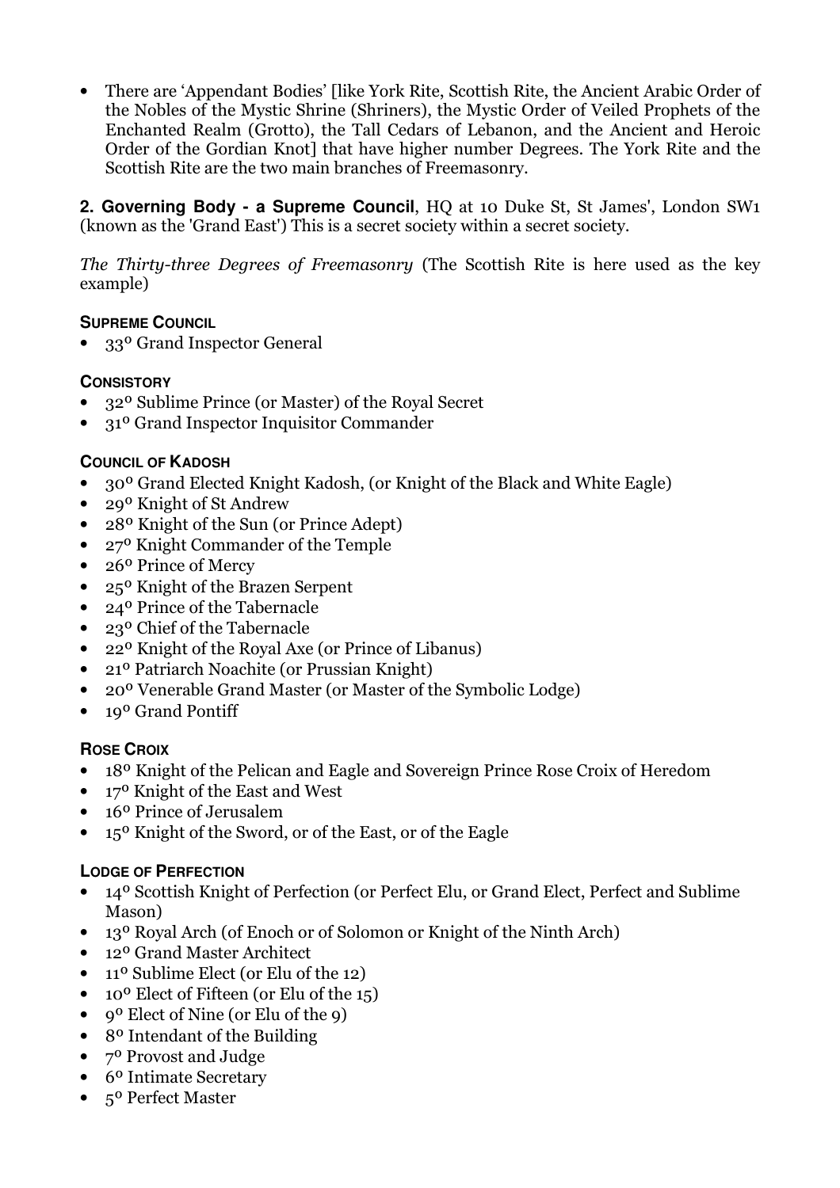- There are 'Appendant Bodies' [like York Rite, Scottish Rite, the Ancient Arabic Order of the Nobles of the Mystic Shrine (Shriners), the Mystic Order of Veiled Prophets of the Enchanted Realm (Grotto), the Tall Cedars of Lebanon, and the Ancient and Heroic Order of the Gordian Knot] that have higher number Degrees. The York Rite and the Scottish Rite are the two main branches of Freemasonry.

**2. Governing Body - a Supreme Council**, HQ at 10 Duke St, St James', London SW1 (known as the 'Grand East') This is a secret society within a secret society.

*The Thirty-three Degrees of Freemasonry* (The Scottish Rite is here used as the key example)

**SUPREME COUNCIL**

- 33º Grand Inspector General

**CONSISTORY**

- 32º Sublime Prince (or Master) of the Royal Secret
- 31º Grand Inspector Inquisitor Commander

**COUNCIL OF KADOSH**

- 30º Grand Elected Knight Kadosh, (or Knight of the Black and White Eagle)
- 29º Knight of St Andrew
- 28º Knight of the Sun (or Prince Adept)
- 27º Knight Commander of the Temple
- 26º Prince of Mercy
- 25º Knight of the Brazen Serpent
- 24º Prince of the Tabernacle
- 23º Chief of the Tabernacle
- 22º Knight of the Royal Axe (or Prince of Libanus)
- 21º Patriarch Noachite (or Prussian Knight)
- 20º Venerable Grand Master (or Master of the Symbolic Lodge)
- 19º Grand Pontiff

**ROSE CROIX**

- 18º Knight of the Pelican and Eagle and Sovereign Prince Rose Croix of Heredom
- 17º Knight of the East and West
- 16º Prince of Jerusalem
- 15º Knight of the Sword, or of the East, or of the Eagle

**LODGE OF PERFECTION**

- 14º Scottish Knight of Perfection (or Perfect Elu, or Grand Elect, Perfect and Sublime Mason)
- 13º Royal Arch (of Enoch or of Solomon or Knight of the Ninth Arch)
- 12º Grand Master Architect
- 11º Sublime Elect (or Elu of the 12)
- 10º Elect of Fifteen (or Elu of the 15)
- 9º Elect of Nine (or Elu of the 9)
- 8º Intendant of the Building
- 7º Provost and Judge
- 6º Intimate Secretary
- 5º Perfect Master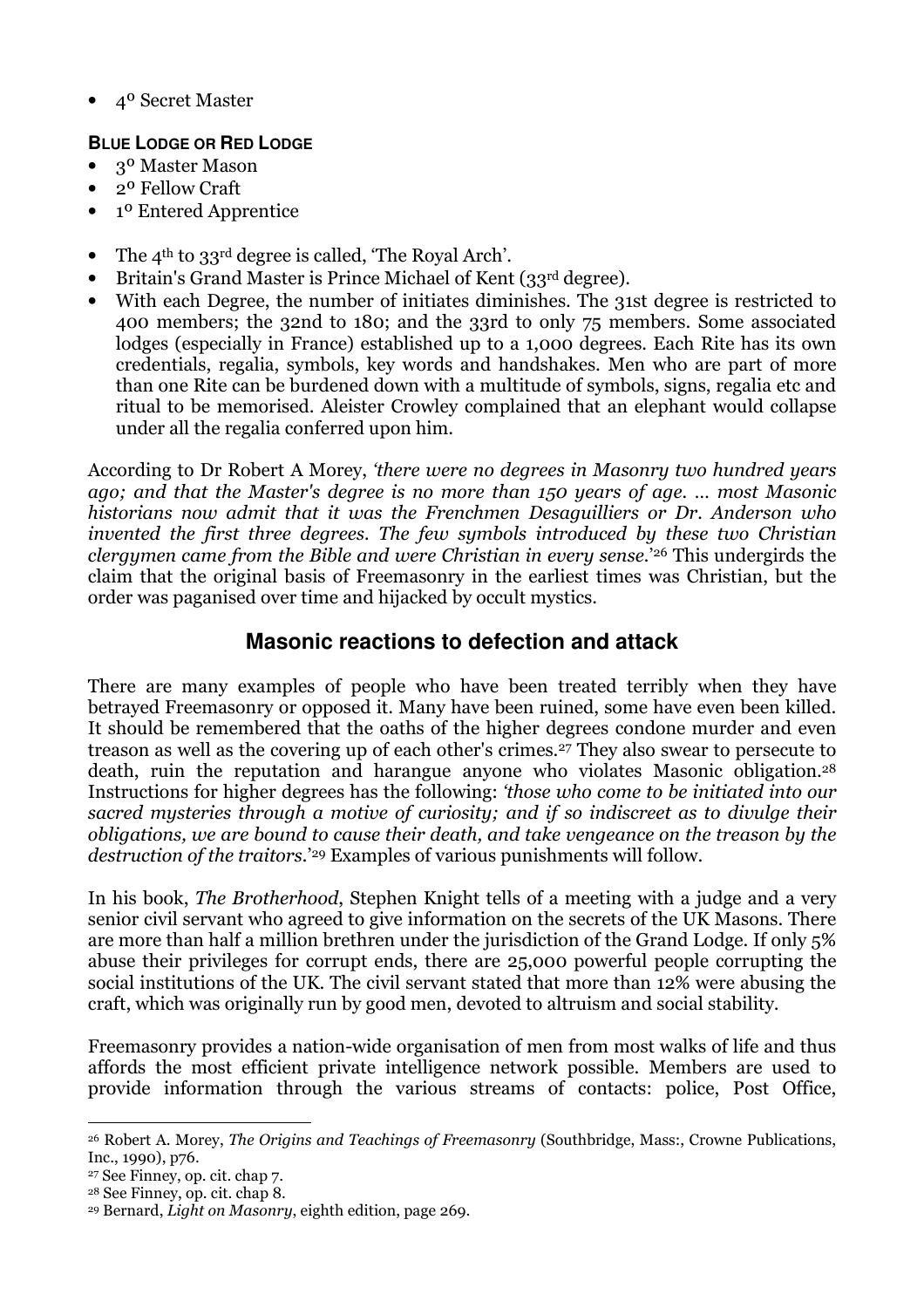- 4º Secret Master

**BLUE LODGE OR RED LODGE**

- 3º Master Mason
- 2º Fellow Craft
- 1º Entered Apprentice

- The 4th to 33rd degree is called, 'The Royal Arch'.
- Britain's Grand Master is Prince Michael of Kent (33rd degree).
- With each Degree, the number of initiates diminishes. The 31st degree is restricted to 400 members; the 32nd to 180; and the 33rd to only 75 members. Some associated lodges (especially in France) established up to a 1,000 degrees. Each Rite has its own credentials, regalia, symbols, key words and handshakes. Men who are part of more than one Rite can be burdened down with a multitude of symbols, signs, regalia etc and ritual to be memorised. Aleister Crowley complained that an elephant would collapse under all the regalia conferred upon him.

According to Dr Robert A Morey, *'there were no degrees in Masonry two hundred years ago; and that the Master's degree is no more than 150 years of age. … most Masonic historians now admit that it was the Frenchmen Desaguilliers or Dr. Anderson who invented the first three degrees. The few symbols introduced by these two Christian clergymen came from the Bible and were Christian in every sense.'*[26] This undergirds the claim that the original basis of Freemasonry in the earliest times was Christian, but the order was paganised over time and hijacked by occult mystics.

## Masonic reactions to defection and attack

There are many examples of people who have been treated terribly when they have betrayed Freemasonry or opposed it. Many have been ruined, some have even been killed. It should be remembered that the oaths of the higher degrees condone murder and even treason as well as the covering up of each other's crimes.[27] They also swear to persecute to death, ruin the reputation and harangue anyone who violates Masonic obligation.[28] Instructions for higher degrees has the following: *'those who come to be initiated into our sacred mysteries through a motive of curiosity; and if so indiscreet as to divulge their obligations, we are bound to cause their death, and take vengeance on the treason by the destruction of the traitors.'*[29] Examples of various punishments will follow.

In his book, *The Brotherhood*, Stephen Knight tells of a meeting with a judge and a very senior civil servant who agreed to give information on the secrets of the UK Masons. There are more than half a million brethren under the jurisdiction of the Grand Lodge. If only 5% abuse their privileges for corrupt ends, there are 25,000 powerful people corrupting the social institutions of the UK. The civil servant stated that more than 12% were abusing the craft, which was originally run by good men, devoted to altruism and social stability.

Freemasonry provides a nation-wide organisation of men from most walks of life and thus affords the most efficient private intelligence network possible. Members are used to provide information through the various streams of contacts: police, Post Office,

---

[26] Robert A. Morey, *The Origins and Teachings of Freemasonry* (Southbridge, Mass:, Crowne Publications, Inc., 1990), p76.

[27] See Finney, op. cit. chap 7.

[28] See Finney, op. cit. chap 8.

[29] Bernard, *Light on Masonry*, eighth edition, page 269.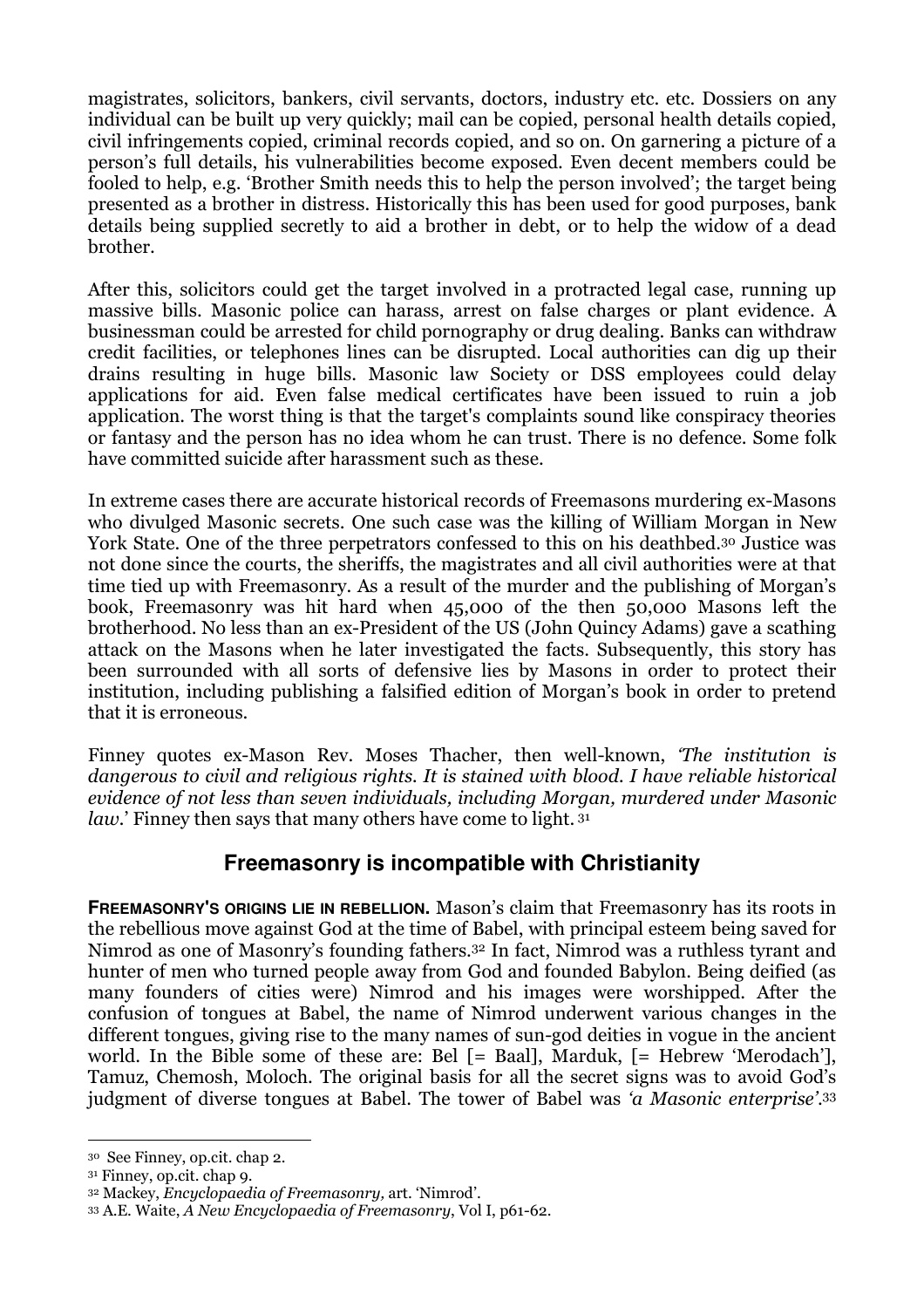magistrates, solicitors, bankers, civil servants, doctors, industry etc. etc. Dossiers on any individual can be built up very quickly; mail can be copied, personal health details copied, civil infringements copied, criminal records copied, and so on. On garnering a picture of a person's full details, his vulnerabilities become exposed. Even decent members could be fooled to help, e.g. 'Brother Smith needs this to help the person involved'; the target being presented as a brother in distress. Historically this has been used for good purposes, bank details being supplied secretly to aid a brother in debt, or to help the widow of a dead brother.

After this, solicitors could get the target involved in a protracted legal case, running up massive bills. Masonic police can harass, arrest on false charges or plant evidence. A businessman could be arrested for child pornography or drug dealing. Banks can withdraw credit facilities, or telephones lines can be disrupted. Local authorities can dig up their drains resulting in huge bills. Masonic law Society or DSS employees could delay applications for aid. Even false medical certificates have been issued to ruin a job application. The worst thing is that the target's complaints sound like conspiracy theories or fantasy and the person has no idea whom he can trust. There is no defence. Some folk have committed suicide after harassment such as these.

In extreme cases there are accurate historical records of Freemasons murdering ex-Masons who divulged Masonic secrets. One such case was the killing of William Morgan in New York State. One of the three perpetrators confessed to this on his deathbed.[30] Justice was not done since the courts, the sheriffs, the magistrates and all civil authorities were at that time tied up with Freemasonry. As a result of the murder and the publishing of Morgan's book, Freemasonry was hit hard when 45,000 of the then 50,000 Masons left the brotherhood. No less than an ex-President of the US (John Quincy Adams) gave a scathing attack on the Masons when he later investigated the facts. Subsequently, this story has been surrounded with all sorts of defensive lies by Masons in order to protect their institution, including publishing a falsified edition of Morgan's book in order to pretend that it is erroneous.

Finney quotes ex-Mason Rev. Moses Thacher, then well-known, *'The institution is dangerous to civil and religious rights. It is stained with blood. I have reliable historical evidence of not less than seven individuals, including Morgan, murdered under Masonic law.'* Finney then says that many others have come to light.[31]

## Freemasonry is incompatible with Christianity

**FREEMASONRY'S ORIGINS LIE IN REBELLION.** Mason's claim that Freemasonry has its roots in the rebellious move against God at the time of Babel, with principal esteem being saved for Nimrod as one of Masonry's founding fathers.[32] In fact, Nimrod was a ruthless tyrant and hunter of men who turned people away from God and founded Babylon. Being deified (as many founders of cities were) Nimrod and his images were worshipped. After the confusion of tongues at Babel, the name of Nimrod underwent various changes in the different tongues, giving rise to the many names of sun-god deities in vogue in the ancient world. In the Bible some of these are: Bel [= Baal], Marduk, [= Hebrew 'Merodach'], Tamuz, Chemosh, Moloch. The original basis for all the secret signs was to avoid God's judgment of diverse tongues at Babel. The tower of Babel was *'a Masonic enterprise'*.[33]

---

[30] See Finney, op.cit. chap 2.

[31] Finney, op.cit. chap 9.

[32] Mackey, *Encyclopaedia of Freemasonry,* art. 'Nimrod'.

[33] A.E. Waite, *A New Encyclopaedia of Freemasonry*, Vol I, p61-62.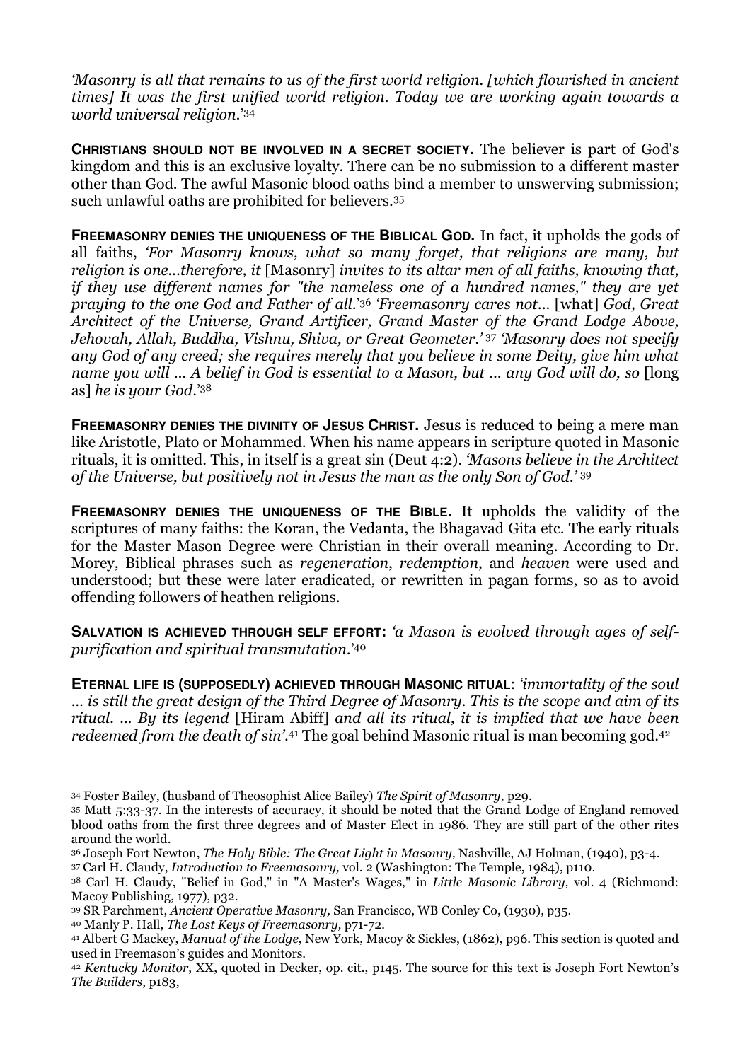*'Masonry is all that remains to us of the first world religion. [which flourished in ancient times] It was the first unified world religion. Today we are working again towards a world universal religion.'*[34]

**CHRISTIANS SHOULD NOT BE INVOLVED IN A SECRET SOCIETY.** The believer is part of God's kingdom and this is an exclusive loyalty. There can be no submission to a different master other than God. The awful Masonic blood oaths bind a member to unswerving submission; such unlawful oaths are prohibited for believers.[35]

**FREEMASONRY DENIES THE UNIQUENESS OF THE BIBLICAL GOD.** In fact, it upholds the gods of all faiths, *'For Masonry knows, what so many forget, that religions are many, but religion is one...therefore, it* [Masonry] *invites to its altar men of all faiths, knowing that, if they use different names for "the nameless one of a hundred names," they are yet praying to the one God and Father of all.'*[36] *'Freemasonry cares not...* [what] *God, Great Architect of the Universe, Grand Artificer, Grand Master of the Grand Lodge Above, Jehovah, Allah, Buddha, Vishnu, Shiva, or Great Geometer.'*[37] *'Masonry does not specify any God of any creed; she requires merely that you believe in some Deity, give him what name you will ... A belief in God is essential to a Mason, but ... any God will do, so* [long as] *he is your God.'*[38]

**FREEMASONRY DENIES THE DIVINITY OF JESUS CHRIST.** Jesus is reduced to being a mere man like Aristotle, Plato or Mohammed. When his name appears in scripture quoted in Masonic rituals, it is omitted. This, in itself is a great sin (Deut 4:2). *'Masons believe in the Architect of the Universe, but positively not in Jesus the man as the only Son of God.'*[39]

**FREEMASONRY DENIES THE UNIQUENESS OF THE BIBLE.** It upholds the validity of the scriptures of many faiths: the Koran, the Vedanta, the Bhagavad Gita etc. The early rituals for the Master Mason Degree were Christian in their overall meaning. According to Dr. Morey, Biblical phrases such as *regeneration*, *redemption*, and *heaven* were used and understood; but these were later eradicated, or rewritten in pagan forms, so as to avoid offending followers of heathen religions.

**SALVATION IS ACHIEVED THROUGH SELF EFFORT:** *'a Mason is evolved through ages of self-purification and spiritual transmutation.'*[40]

**ETERNAL LIFE IS (SUPPOSEDLY) ACHIEVED THROUGH MASONIC RITUAL**: *'immortality of the soul ... is still the great design of the Third Degree of Masonry. This is the scope and aim of its ritual. ... By its legend* [Hiram Abiff] *and all its ritual, it is implied that we have been redeemed from the death of sin'*.[41] The goal behind Masonic ritual is man becoming god.[42]

---

[34] Foster Bailey, (husband of Theosophist Alice Bailey) *The Spirit of Masonry*, p29.

[35] Matt 5:33-37. In the interests of accuracy, it should be noted that the Grand Lodge of England removed blood oaths from the first three degrees and of Master Elect in 1986. They are still part of the other rites around the world.

[36] Joseph Fort Newton, *The Holy Bible: The Great Light in Masonry,* Nashville, AJ Holman, (1940), p3-4.

[37] Carl H. Claudy, *Introduction to Freemasonry,* vol. 2 (Washington: The Temple, 1984), p110.

[38] Carl H. Claudy, "Belief in God," in "A Master's Wages," in *Little Masonic Library,* vol. 4 (Richmond: Macoy Publishing, 1977), p32.

[39] SR Parchment, *Ancient Operative Masonry,* San Francisco, WB Conley Co, (1930), p35.

[40] Manly P. Hall, *The Lost Keys of Freemasonry,* p71-72.

[41] Albert G Mackey, *Manual of the Lodge*, New York, Macoy & Sickles, (1862), p96. This section is quoted and used in Freemason's guides and Monitors.

[42] *Kentucky Monitor*, XX, quoted in Decker, op. cit., p145. The source for this text is Joseph Fort Newton's *The Builders*, p183,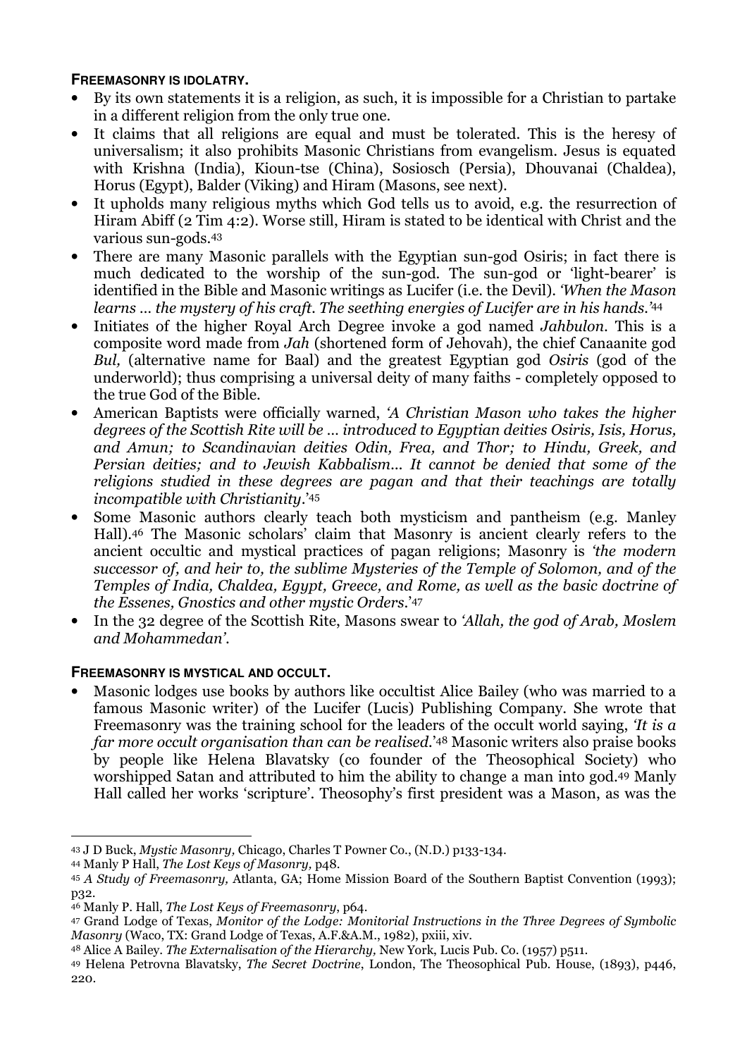**FREEMASONRY IS IDOLATRY.**

- By its own statements it is a religion, as such, it is impossible for a Christian to partake in a different religion from the only true one.
- It claims that all religions are equal and must be tolerated. This is the heresy of universalism; it also prohibits Masonic Christians from evangelism. Jesus is equated with Krishna (India), Kioun-tse (China), Sosiosch (Persia), Dhouvanai (Chaldea), Horus (Egypt), Balder (Viking) and Hiram (Masons, see next).
- It upholds many religious myths which God tells us to avoid, e.g. the resurrection of Hiram Abiff (2 Tim 4:2). Worse still, Hiram is stated to be identical with Christ and the various sun-gods.[43]
- There are many Masonic parallels with the Egyptian sun-god Osiris; in fact there is much dedicated to the worship of the sun-god. The sun-god or 'light-bearer' is identified in the Bible and Masonic writings as Lucifer (i.e. the Devil). *'When the Mason learns … the mystery of his craft. The seething energies of Lucifer are in his hands.'*[44]
- Initiates of the higher Royal Arch Degree invoke a god named *Jahbulon*. This is a composite word made from *Jah* (shortened form of Jehovah), the chief Canaanite god *Bul,* (alternative name for Baal) and the greatest Egyptian god *Osiris* (god of the underworld); thus comprising a universal deity of many faiths - completely opposed to the true God of the Bible.
- American Baptists were officially warned, *'A Christian Mason who takes the higher degrees of the Scottish Rite will be … introduced to Egyptian deities Osiris, Isis, Horus, and Amun; to Scandinavian deities Odin, Frea, and Thor; to Hindu, Greek, and Persian deities; and to Jewish Kabbalism… It cannot be denied that some of the religions studied in these degrees are pagan and that their teachings are totally incompatible with Christianity*.'[45]
- Some Masonic authors clearly teach both mysticism and pantheism (e.g. Manley Hall).[46] The Masonic scholars' claim that Masonry is ancient clearly refers to the ancient occultic and mystical practices of pagan religions; Masonry is *'the modern successor of, and heir to, the sublime Mysteries of the Temple of Solomon, and of the Temples of India, Chaldea, Egypt, Greece, and Rome, as well as the basic doctrine of the Essenes, Gnostics and other mystic Orders*.'[47]
- In the 32 degree of the Scottish Rite, Masons swear to *'Allah, the god of Arab, Moslem and Mohammedan'*.

**FREEMASONRY IS MYSTICAL AND OCCULT.**

- Masonic lodges use books by authors like occultist Alice Bailey (who was married to a famous Masonic writer) of the Lucifer (Lucis) Publishing Company. She wrote that Freemasonry was the training school for the leaders of the occult world saying, *'It is a far more occult organisation than can be realised*.'[48] Masonic writers also praise books by people like Helena Blavatsky (co founder of the Theosophical Society) who worshipped Satan and attributed to him the ability to change a man into god.[49] Manly Hall called her works 'scripture'. Theosophy's first president was a Mason, as was the

---

[43] J D Buck, *Mystic Masonry,* Chicago, Charles T Powner Co., (N.D.) p133-134.

[44] Manly P Hall, *The Lost Keys of Masonry,* p48.

[45] *A Study of Freemasonry,* Atlanta, GA; Home Mission Board of the Southern Baptist Convention (1993); p32.

[46] Manly P. Hall, *The Lost Keys of Freemasonry*, p64.

[47] Grand Lodge of Texas, *Monitor of the Lodge: Monitorial Instructions in the Three Degrees of Symbolic Masonry* (Waco, TX: Grand Lodge of Texas, A.F.&A.M., 1982), pxiii, xiv.

[48] Alice A Bailey. *The Externalisation of the Hierarchy,* New York, Lucis Pub. Co. (1957) p511.

[49] Helena Petrovna Blavatsky, *The Secret Doctrine*, London, The Theosophical Pub. House, (1893), p446, 220.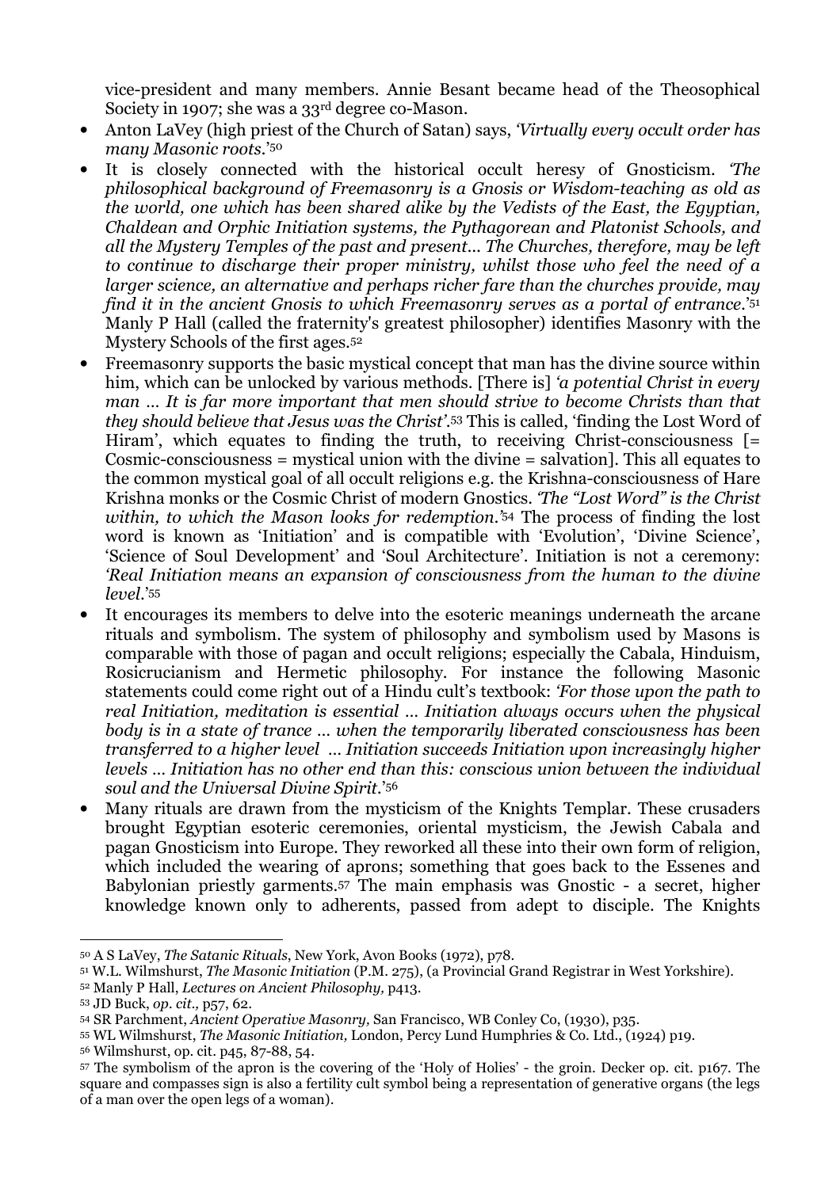vice-president and many members. Annie Besant became head of the Theosophical Society in 1907; she was a 33rd degree co-Mason.

- Anton LaVey (high priest of the Church of Satan) says, *'Virtually every occult order has many Masonic roots.'*[50]
- It is closely connected with the historical occult heresy of Gnosticism. *'The philosophical background of Freemasonry is a Gnosis or Wisdom-teaching as old as the world, one which has been shared alike by the Vedists of the East, the Egyptian, Chaldean and Orphic Initiation systems, the Pythagorean and Platonist Schools, and all the Mystery Temples of the past and present... The Churches, therefore, may be left to continue to discharge their proper ministry, whilst those who feel the need of a larger science, an alternative and perhaps richer fare than the churches provide, may find it in the ancient Gnosis to which Freemasonry serves as a portal of entrance.'*[51] Manly P Hall (called the fraternity's greatest philosopher) identifies Masonry with the Mystery Schools of the first ages.[52]
- Freemasonry supports the basic mystical concept that man has the divine source within him, which can be unlocked by various methods. [There is] *'a potential Christ in every man ... It is far more important that men should strive to become Christs than that they should believe that Jesus was the Christ'*.[53] This is called, 'finding the Lost Word of Hiram', which equates to finding the truth, to receiving Christ-consciousness [= Cosmic-consciousness = mystical union with the divine = salvation]. This all equates to the common mystical goal of all occult religions e.g. the Krishna-consciousness of Hare Krishna monks or the Cosmic Christ of modern Gnostics. *'The "Lost Word" is the Christ within, to which the Mason looks for redemption.'*[54] The process of finding the lost word is known as 'Initiation' and is compatible with 'Evolution', 'Divine Science', 'Science of Soul Development' and 'Soul Architecture'. Initiation is not a ceremony: *'Real Initiation means an expansion of consciousness from the human to the divine level.'*[55]
- It encourages its members to delve into the esoteric meanings underneath the arcane rituals and symbolism. The system of philosophy and symbolism used by Masons is comparable with those of pagan and occult religions; especially the Cabala, Hinduism, Rosicrucianism and Hermetic philosophy. For instance the following Masonic statements could come right out of a Hindu cult's textbook: *'For those upon the path to real Initiation, meditation is essential ... Initiation always occurs when the physical body is in a state of trance ... when the temporarily liberated consciousness has been transferred to a higher level ... Initiation succeeds Initiation upon increasingly higher levels ... Initiation has no other end than this: conscious union between the individual soul and the Universal Divine Spirit.'*[56]
- Many rituals are drawn from the mysticism of the Knights Templar. These crusaders brought Egyptian esoteric ceremonies, oriental mysticism, the Jewish Cabala and pagan Gnosticism into Europe. They reworked all these into their own form of religion, which included the wearing of aprons; something that goes back to the Essenes and Babylonian priestly garments.[57] The main emphasis was Gnostic - a secret, higher knowledge known only to adherents, passed from adept to disciple. The Knights

---

[50] A S LaVey, *The Satanic Rituals*, New York, Avon Books (1972), p78.

[51] W.L. Wilmshurst, *The Masonic Initiation* (P.M. 275), (a Provincial Grand Registrar in West Yorkshire).

[52] Manly P Hall, *Lectures on Ancient Philosophy,* p413.

[53] JD Buck, *op. cit.,* p57, 62.

[54] SR Parchment, *Ancient Operative Masonry,* San Francisco, WB Conley Co, (1930), p35.

[55] WL Wilmshurst, *The Masonic Initiation,* London, Percy Lund Humphries & Co. Ltd., (1924) p19.

[56] Wilmshurst, op. cit. p45, 87-88, 54.

[57] The symbolism of the apron is the covering of the 'Holy of Holies' - the groin. Decker op. cit. p167. The square and compasses sign is also a fertility cult symbol being a representation of generative organs (the legs of a man over the open legs of a woman).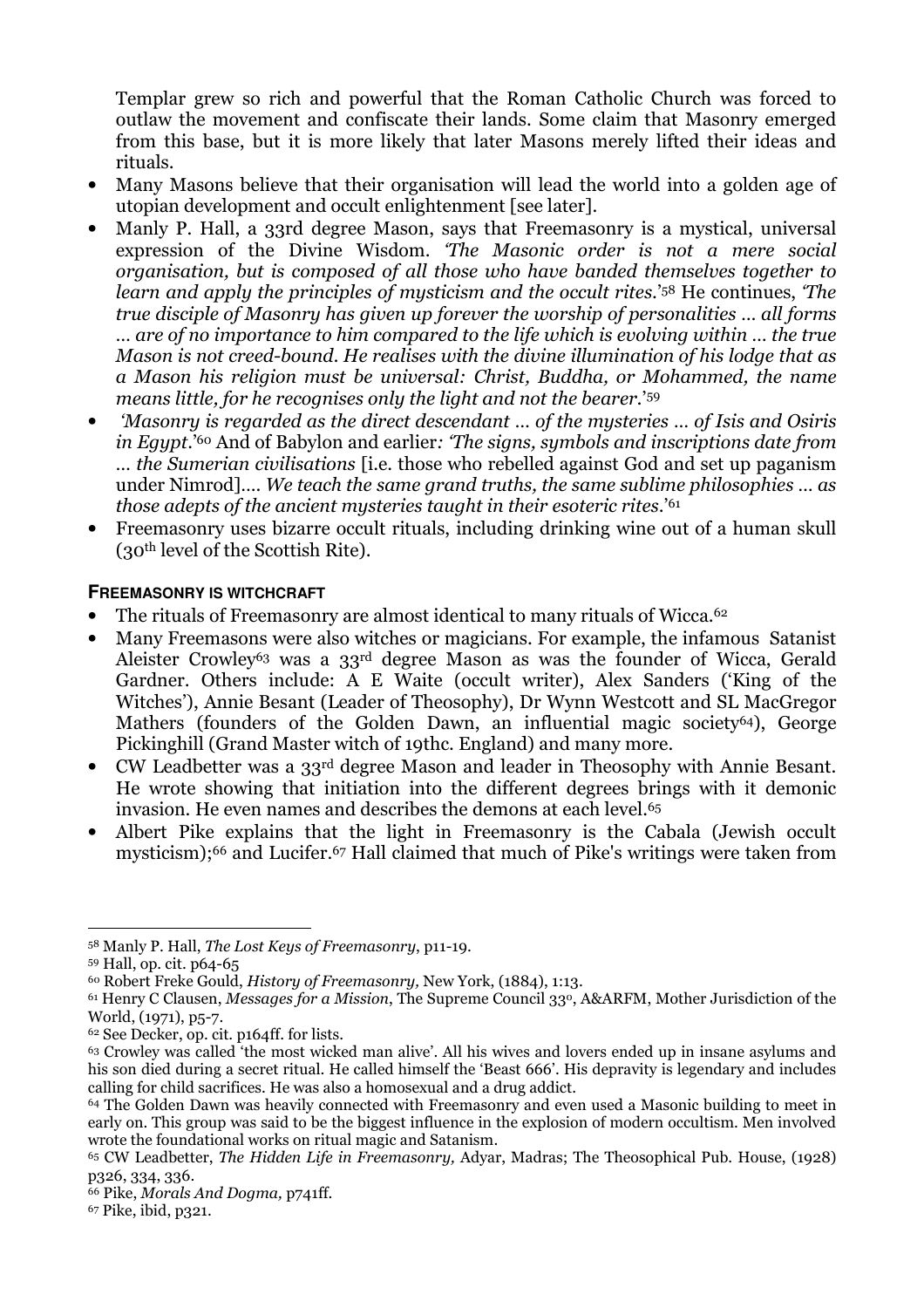Templar grew so rich and powerful that the Roman Catholic Church was forced to outlaw the movement and confiscate their lands. Some claim that Masonry emerged from this base, but it is more likely that later Masons merely lifted their ideas and rituals.

- Many Masons believe that their organisation will lead the world into a golden age of utopian development and occult enlightenment [see later].
- Manly P. Hall, a 33rd degree Mason, says that Freemasonry is a mystical, universal expression of the Divine Wisdom. *'The Masonic order is not a mere social organisation, but is composed of all those who have banded themselves together to learn and apply the principles of mysticism and the occult rites.'*[58] He continues, *'The true disciple of Masonry has given up forever the worship of personalities … all forms … are of no importance to him compared to the life which is evolving within … the true Mason is not creed-bound. He realises with the divine illumination of his lodge that as a Mason his religion must be universal: Christ, Buddha, or Mohammed, the name means little, for he recognises only the light and not the bearer.'*[59]
- *'Masonry is regarded as the direct descendant … of the mysteries … of Isis and Osiris in Egypt.'*[60] And of Babylon and earlier*: 'The signs, symbols and inscriptions date from … the Sumerian civilisations* [i.e. those who rebelled against God and set up paganism under Nimrod]*…. We teach the same grand truths, the same sublime philosophies … as those adepts of the ancient mysteries taught in their esoteric rites.'*[61]
- Freemasonry uses bizarre occult rituals, including drinking wine out of a human skull (30th level of the Scottish Rite).

#### FREEMASONRY IS WITCHCRAFT

- The rituals of Freemasonry are almost identical to many rituals of Wicca.[62]
- Many Freemasons were also witches or magicians. For example, the infamous Satanist Aleister Crowley[63] was a 33rd degree Mason as was the founder of Wicca, Gerald Gardner. Others include: A E Waite (occult writer), Alex Sanders ('King of the Witches'), Annie Besant (Leader of Theosophy), Dr Wynn Westcott and SL MacGregor Mathers (founders of the Golden Dawn, an influential magic society[64]), George Pickinghill (Grand Master witch of 19thc. England) and many more.
- CW Leadbetter was a 33rd degree Mason and leader in Theosophy with Annie Besant. He wrote showing that initiation into the different degrees brings with it demonic invasion. He even names and describes the demons at each level.[65]
- Albert Pike explains that the light in Freemasonry is the Cabala (Jewish occult mysticism);[66] and Lucifer.[67] Hall claimed that much of Pike's writings were taken from

---

[58] Manly P. Hall, *The Lost Keys of Freemasonry*, p11-19.

[59] Hall, op. cit. p64-65

[60] Robert Freke Gould, *History of Freemasonry,* New York, (1884), 1:13.

[61] Henry C Clausen, *Messages for a Mission*, The Supreme Council 33°, A&ARFM, Mother Jurisdiction of the World, (1971), p5-7.

[62] See Decker, op. cit. p164ff. for lists.

[63] Crowley was called 'the most wicked man alive'. All his wives and lovers ended up in insane asylums and his son died during a secret ritual. He called himself the 'Beast 666'. His depravity is legendary and includes calling for child sacrifices. He was also a homosexual and a drug addict.

[64] The Golden Dawn was heavily connected with Freemasonry and even used a Masonic building to meet in early on. This group was said to be the biggest influence in the explosion of modern occultism. Men involved wrote the foundational works on ritual magic and Satanism.

[65] CW Leadbetter, *The Hidden Life in Freemasonry,* Adyar, Madras; The Theosophical Pub. House, (1928) p326, 334, 336.

[66] Pike, *Morals And Dogma,* p741ff.

[67] Pike, ibid, p321.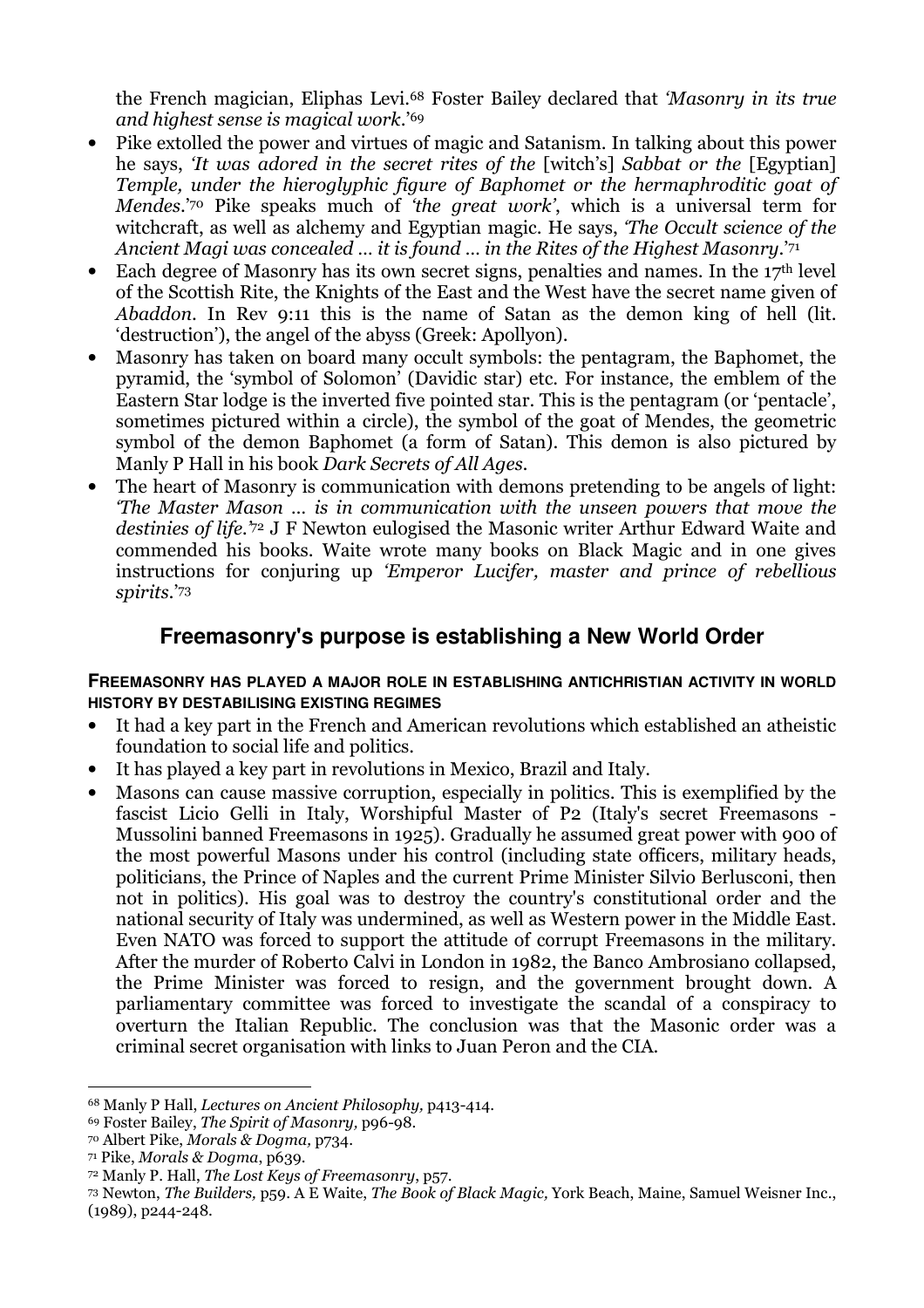the French magician, Eliphas Levi.[68] Foster Bailey declared that *'Masonry in its true and highest sense is magical work.'*[69]

- Pike extolled the power and virtues of magic and Satanism. In talking about this power he says, *'It was adored in the secret rites of the* [witch's] *Sabbat or the* [Egyptian] *Temple, under the hieroglyphic figure of Baphomet or the hermaphroditic goat of Mendes.*'[70] Pike speaks much of *'the great work'*, which is a universal term for witchcraft, as well as alchemy and Egyptian magic. He says, *'The Occult science of the Ancient Magi was concealed … it is found … in the Rites of the Highest Masonry.*'[71]
- Each degree of Masonry has its own secret signs, penalties and names. In the 17th level of the Scottish Rite, the Knights of the East and the West have the secret name given of *Abaddon*. In Rev 9:11 this is the name of Satan as the demon king of hell (lit. 'destruction'), the angel of the abyss (Greek: Apollyon).
- Masonry has taken on board many occult symbols: the pentagram, the Baphomet, the pyramid, the 'symbol of Solomon' (Davidic star) etc. For instance, the emblem of the Eastern Star lodge is the inverted five pointed star. This is the pentagram (or 'pentacle', sometimes pictured within a circle), the symbol of the goat of Mendes, the geometric symbol of the demon Baphomet (a form of Satan). This demon is also pictured by Manly P Hall in his book *Dark Secrets of All Ages*.
- The heart of Masonry is communication with demons pretending to be angels of light: *'The Master Mason … is in communication with the unseen powers that move the destinies of life.'*[72] J F Newton eulogised the Masonic writer Arthur Edward Waite and commended his books. Waite wrote many books on Black Magic and in one gives instructions for conjuring up *'Emperor Lucifer, master and prince of rebellious spirits.'*[73]

## Freemasonry's purpose is establishing a New World Order

#### FREEMASONRY HAS PLAYED A MAJOR ROLE IN ESTABLISHING ANTICHRISTIAN ACTIVITY IN WORLD HISTORY BY DESTABILISING EXISTING REGIMES

- It had a key part in the French and American revolutions which established an atheistic foundation to social life and politics.
- It has played a key part in revolutions in Mexico, Brazil and Italy.
- Masons can cause massive corruption, especially in politics. This is exemplified by the fascist Licio Gelli in Italy, Worshipful Master of P2 (Italy's secret Freemasons - Mussolini banned Freemasons in 1925). Gradually he assumed great power with 900 of the most powerful Masons under his control (including state officers, military heads, politicians, the Prince of Naples and the current Prime Minister Silvio Berlusconi, then not in politics). His goal was to destroy the country's constitutional order and the national security of Italy was undermined, as well as Western power in the Middle East. Even NATO was forced to support the attitude of corrupt Freemasons in the military. After the murder of Roberto Calvi in London in 1982, the Banco Ambrosiano collapsed, the Prime Minister was forced to resign, and the government brought down. A parliamentary committee was forced to investigate the scandal of a conspiracy to overturn the Italian Republic. The conclusion was that the Masonic order was a criminal secret organisation with links to Juan Peron and the CIA.

---

[68] Manly P Hall, *Lectures on Ancient Philosophy,* p413-414.
[69] Foster Bailey, *The Spirit of Masonry,* p96-98.
[70] Albert Pike, *Morals & Dogma,* p734.
[71] Pike, *Morals & Dogma*, p639.
[72] Manly P. Hall, *The Lost Keys of Freemasonry*, p57.
[73] Newton, *The Builders,* p59. A E Waite, *The Book of Black Magic,* York Beach, Maine, Samuel Weisner Inc., (1989), p244-248.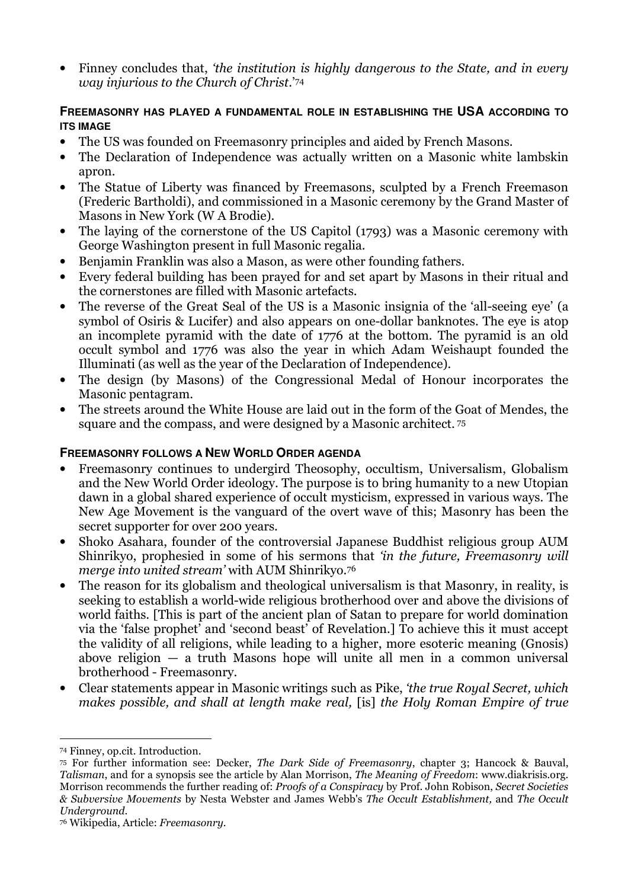- Finney concludes that, *'the institution is highly dangerous to the State, and in every way injurious to the Church of Christ*.'[74]

**FREEMASONRY HAS PLAYED A FUNDAMENTAL ROLE IN ESTABLISHING THE USA ACCORDING TO ITS IMAGE**

- The US was founded on Freemasonry principles and aided by French Masons.
- The Declaration of Independence was actually written on a Masonic white lambskin apron.
- The Statue of Liberty was financed by Freemasons, sculpted by a French Freemason (Frederic Bartholdi), and commissioned in a Masonic ceremony by the Grand Master of Masons in New York (W A Brodie).
- The laying of the cornerstone of the US Capitol (1793) was a Masonic ceremony with George Washington present in full Masonic regalia.
- Benjamin Franklin was also a Mason, as were other founding fathers.
- Every federal building has been prayed for and set apart by Masons in their ritual and the cornerstones are filled with Masonic artefacts.
- The reverse of the Great Seal of the US is a Masonic insignia of the 'all-seeing eye' (a symbol of Osiris & Lucifer) and also appears on one-dollar banknotes. The eye is atop an incomplete pyramid with the date of 1776 at the bottom. The pyramid is an old occult symbol and 1776 was also the year in which Adam Weishaupt founded the Illuminati (as well as the year of the Declaration of Independence).
- The design (by Masons) of the Congressional Medal of Honour incorporates the Masonic pentagram.
- The streets around the White House are laid out in the form of the Goat of Mendes, the square and the compass, and were designed by a Masonic architect.[75]

**FREEMASONRY FOLLOWS A NEW WORLD ORDER AGENDA**

- Freemasonry continues to undergird Theosophy, occultism, Universalism, Globalism and the New World Order ideology. The purpose is to bring humanity to a new Utopian dawn in a global shared experience of occult mysticism, expressed in various ways. The New Age Movement is the vanguard of the overt wave of this; Masonry has been the secret supporter for over 200 years.
- Shoko Asahara, founder of the controversial Japanese Buddhist religious group AUM Shinrikyo, prophesied in some of his sermons that *'in the future, Freemasonry will merge into united stream'* with AUM Shinrikyo.[76]
- The reason for its globalism and theological universalism is that Masonry, in reality, is seeking to establish a world-wide religious brotherhood over and above the divisions of world faiths. [This is part of the ancient plan of Satan to prepare for world domination via the 'false prophet' and 'second beast' of Revelation.] To achieve this it must accept the validity of all religions, while leading to a higher, more esoteric meaning (Gnosis) above religion — a truth Masons hope will unite all men in a common universal brotherhood - Freemasonry.
- Clear statements appear in Masonic writings such as Pike, *'the true Royal Secret, which makes possible, and shall at length make real,* [is] *the Holy Roman Empire of true*

---

[74] Finney, op.cit. Introduction.

[75] For further information see: Decker, *The Dark Side of Freemasonry*, chapter 3; Hancock & Bauval, *Talisman*, and for a synopsis see the article by Alan Morrison, *The Meaning of Freedom*: www.diakrisis.org. Morrison recommends the further reading of: *Proofs of a Conspiracy* by Prof. John Robison, *Secret Societies & Subversive Movements* by Nesta Webster and James Webb's *The Occult Establishment,* and *The Occult Underground*.

[76] Wikipedia, Article: *Freemasonry*.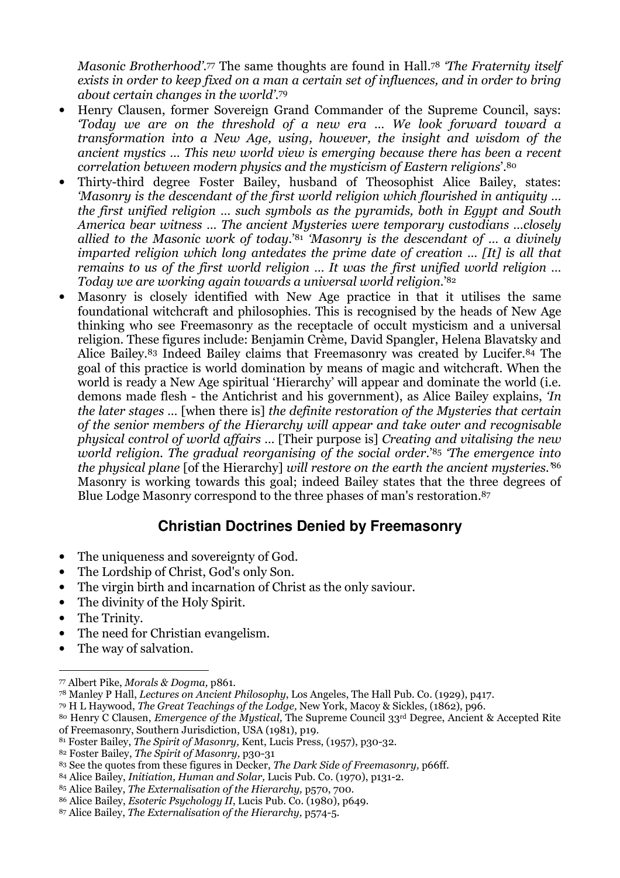*Masonic Brotherhood'.*[77] The same thoughts are found in Hall.[78] *'The Fraternity itself exists in order to keep fixed on a man a certain set of influences, and in order to bring about certain changes in the world'.*[79]

- Henry Clausen, former Sovereign Grand Commander of the Supreme Council, says: *'Today we are on the threshold of a new era ... We look forward toward a transformation into a New Age, using, however, the insight and wisdom of the ancient mystics ... This new world view is emerging because there has been a recent correlation between modern physics and the mysticism of Eastern religions'*.[80]
- Thirty-third degree Foster Bailey, husband of Theosophist Alice Bailey, states: *'Masonry is the descendant of the first world religion which flourished in antiquity ... the first unified religion ... such symbols as the pyramids, both in Egypt and South America bear witness ... The ancient Mysteries were temporary custodians ...closely allied to the Masonic work of today.*'[81] *'Masonry is the descendant of ... a divinely imparted religion which long antedates the prime date of creation ... [It] is all that remains to us of the first world religion ... It was the first unified world religion ... Today we are working again towards a universal world religion.*'[82]
- Masonry is closely identified with New Age practice in that it utilises the same foundational witchcraft and philosophies. This is recognised by the heads of New Age thinking who see Freemasonry as the receptacle of occult mysticism and a universal religion. These figures include: Benjamin Crème, David Spangler, Helena Blavatsky and Alice Bailey.[83] Indeed Bailey claims that Freemasonry was created by Lucifer.[84] The goal of this practice is world domination by means of magic and witchcraft. When the world is ready a New Age spiritual 'Hierarchy' will appear and dominate the world (i.e. demons made flesh - the Antichrist and his government), as Alice Bailey explains, *'In the later stages ...* [when there is] *the definite restoration of the Mysteries that certain of the senior members of the Hierarchy will appear and take outer and recognisable physical control of world affairs ...* [Their purpose is] *Creating and vitalising the new world religion. The gradual reorganising of the social order*.'[85] *'The emergence into the physical plane* [of the Hierarchy] *will restore on the earth the ancient mysteries.'*[86] Masonry is working towards this goal; indeed Bailey states that the three degrees of Blue Lodge Masonry correspond to the three phases of man's restoration.[87]

## Christian Doctrines Denied by Freemasonry

- The uniqueness and sovereignty of God.
- The Lordship of Christ, God's only Son.
- The virgin birth and incarnation of Christ as the only saviour.
- The divinity of the Holy Spirit.
- The Trinity.
- The need for Christian evangelism.
- The way of salvation.

---

[77] Albert Pike, *Morals & Dogma,* p861.
[78] Manley P Hall, *Lectures on Ancient Philosophy*, Los Angeles, The Hall Pub. Co. (1929), p417.
[79] H L Haywood, *The Great Teachings of the Lodge,* New York, Macoy & Sickles, (1862), p96.
[80] Henry C Clausen, *Emergence of the Mystical,* The Supreme Council 33rd Degree, Ancient & Accepted Rite of Freemasonry, Southern Jurisdiction, USA (1981), p19.
[81] Foster Bailey, *The Spirit of Masonry,* Kent, Lucis Press, (1957), p30-32.
[82] Foster Bailey, *The Spirit of Masonry,* p30-31
[83] See the quotes from these figures in Decker, *The Dark Side of Freemasonry,* p66ff.
[84] Alice Bailey, *Initiation, Human and Solar,* Lucis Pub. Co. (1970), p131-2.
[85] Alice Bailey, *The Externalisation of the Hierarchy,* p570, 700.
[86] Alice Bailey, *Esoteric Psychology II,* Lucis Pub. Co. (1980), p649.
[87] Alice Bailey, *The Externalisation of the Hierarchy,* p574-5.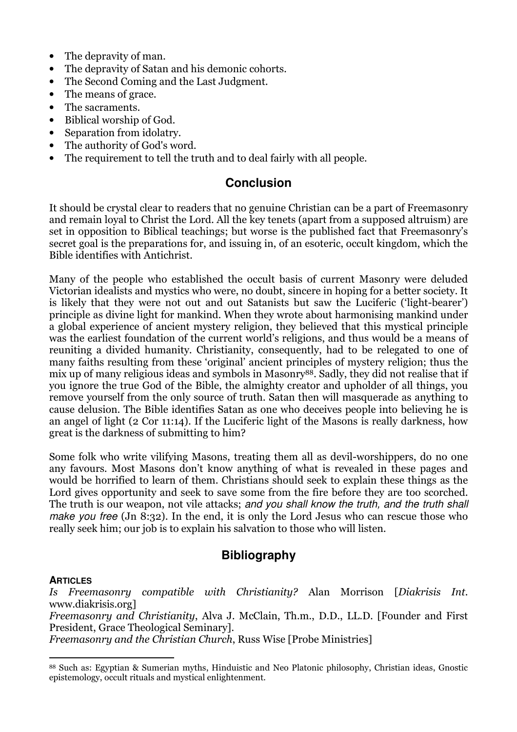- The depravity of man.
- The depravity of Satan and his demonic cohorts.
- The Second Coming and the Last Judgment.
- The means of grace.
- The sacraments.
- Biblical worship of God.
- Separation from idolatry.
- The authority of God's word.
- The requirement to tell the truth and to deal fairly with all people.

## Conclusion

It should be crystal clear to readers that no genuine Christian can be a part of Freemasonry and remain loyal to Christ the Lord. All the key tenets (apart from a supposed altruism) are set in opposition to Biblical teachings; but worse is the published fact that Freemasonry's secret goal is the preparations for, and issuing in, of an esoteric, occult kingdom, which the Bible identifies with Antichrist.

Many of the people who established the occult basis of current Masonry were deluded Victorian idealists and mystics who were, no doubt, sincere in hoping for a better society. It is likely that they were not out and out Satanists but saw the Luciferic ('light-bearer') principle as divine light for mankind. When they wrote about harmonising mankind under a global experience of ancient mystery religion, they believed that this mystical principle was the earliest foundation of the current world's religions, and thus would be a means of reuniting a divided humanity. Christianity, consequently, had to be relegated to one of many faiths resulting from these 'original' ancient principles of mystery religion; thus the mix up of many religious ideas and symbols in Masonry[88]. Sadly, they did not realise that if you ignore the true God of the Bible, the almighty creator and upholder of all things, you remove yourself from the only source of truth. Satan then will masquerade as anything to cause delusion. The Bible identifies Satan as one who deceives people into believing he is an angel of light (2 Cor 11:14). If the Luciferic light of the Masons is really darkness, how great is the darkness of submitting to him?

Some folk who write vilifying Masons, treating them all as devil-worshippers, do no one any favours. Most Masons don't know anything of what is revealed in these pages and would be horrified to learn of them. Christians should seek to explain these things as the Lord gives opportunity and seek to save some from the fire before they are too scorched. The truth is our weapon, not vile attacks; *and you shall know the truth, and the truth shall make you free* (Jn 8:32). In the end, it is only the Lord Jesus who can rescue those who really seek him; our job is to explain his salvation to those who will listen.

## Bibliography

**ARTICLES**

*Is Freemasonry compatible with Christianity?* Alan Morrison [*Diakrisis Int*. www.diakrisis.org]

*Freemasonry and Christianity*, Alva J. McClain, Th.m., D.D., LL.D. [Founder and First President, Grace Theological Seminary].

*Freemasonry and the Christian Church*, Russ Wise [Probe Ministries]

---

[88] Such as: Egyptian & Sumerian myths, Hinduistic and Neo Platonic philosophy, Christian ideas, Gnostic epistemology, occult rituals and mystical enlightenment.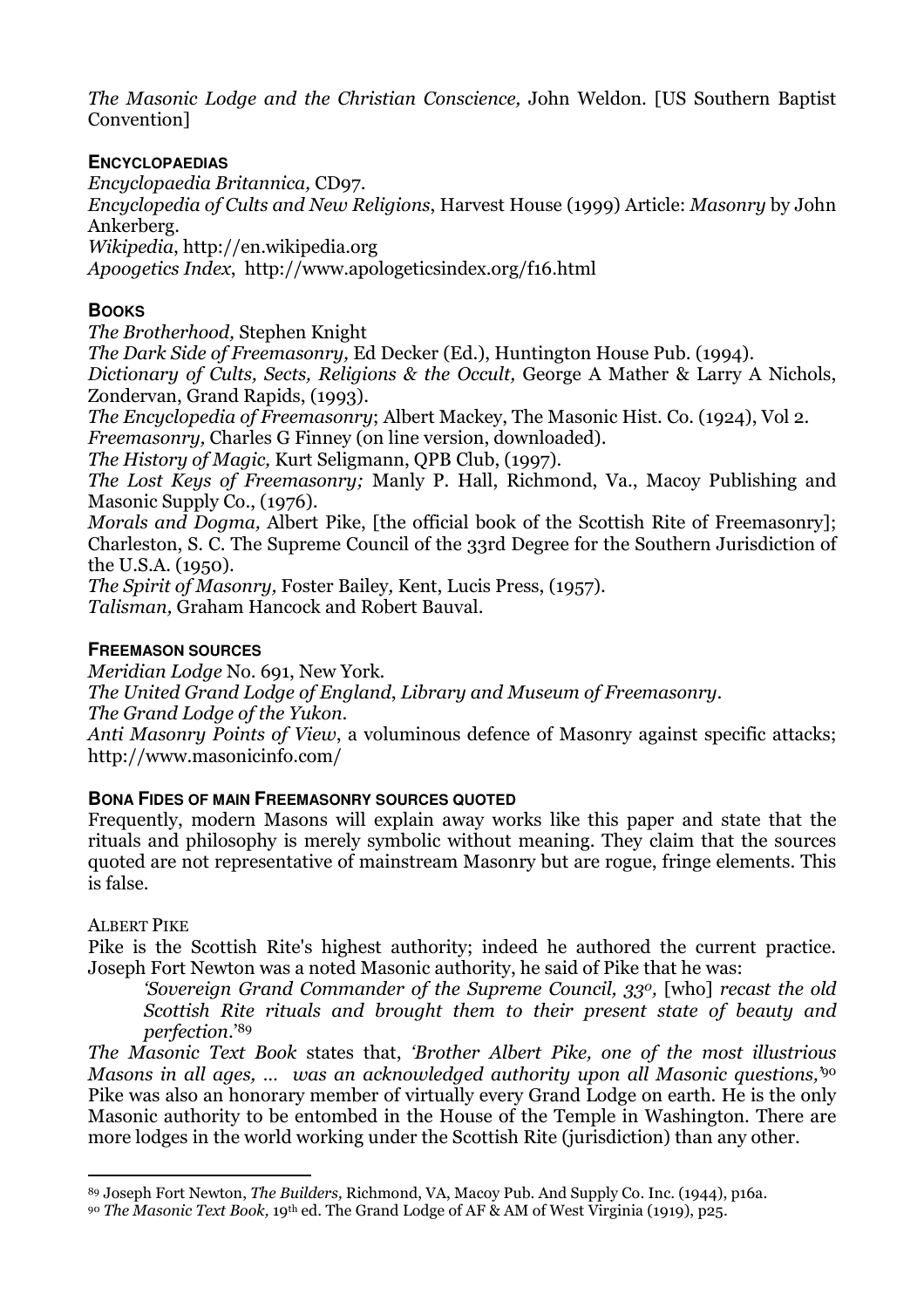*The Masonic Lodge and the Christian Conscience,* John Weldon. [US Southern Baptist Convention]

## ENCYCLOPAEDIAS

*Encyclopaedia Britannica,* CD97.
*Encyclopedia of Cults and New Religions*, Harvest House (1999) Article: *Masonry* by John Ankerberg.
*Wikipedia*, http://en.wikipedia.org
*Apoogetics Index*, http://www.apologeticsindex.org/f16.html

## BOOKS

*The Brotherhood,* Stephen Knight
*The Dark Side of Freemasonry,* Ed Decker (Ed.), Huntington House Pub. (1994).
*Dictionary of Cults, Sects, Religions & the Occult,* George A Mather & Larry A Nichols, Zondervan, Grand Rapids, (1993).
*The Encyclopedia of Freemasonry*; Albert Mackey, The Masonic Hist. Co. (1924), Vol 2.
*Freemasonry,* Charles G Finney (on line version, downloaded).
*The History of Magic,* Kurt Seligmann, QPB Club, (1997).
*The Lost Keys of Freemasonry;* Manly P. Hall, Richmond, Va., Macoy Publishing and Masonic Supply Co., (1976).
*Morals and Dogma,* Albert Pike, [the official book of the Scottish Rite of Freemasonry]; Charleston, S. C. The Supreme Council of the 33rd Degree for the Southern Jurisdiction of the U.S.A. (1950).
*The Spirit of Masonry,* Foster Bailey, Kent, Lucis Press, (1957).
*Talisman,* Graham Hancock and Robert Bauval.

## FREEMASON SOURCES

*Meridian Lodge* No. 691, New York.
*The United Grand Lodge of England*, *Library and Museum of Freemasonry*.
*The Grand Lodge of the Yukon.*
*Anti Masonry Points of View*, a voluminous defence of Masonry against specific attacks; http://www.masonicinfo.com/

## BONA FIDES OF MAIN FREEMASONRY SOURCES QUOTED

Frequently, modern Masons will explain away works like this paper and state that the rituals and philosophy is merely symbolic without meaning. They claim that the sources quoted are not representative of mainstream Masonry but are rogue, fringe elements. This is false.

### ALBERT PIKE

Pike is the Scottish Rite's highest authority; indeed he authored the current practice. Joseph Fort Newton was a noted Masonic authority, he said of Pike that he was:

> *'Sovereign Grand Commander of the Supreme Council, 33º,* [who] *recast the old Scottish Rite rituals and brought them to their present state of beauty and perfection*.'[89]

*The Masonic Text Book* states that, *'Brother Albert Pike, one of the most illustrious Masons in all ages, … was an acknowledged authority upon all Masonic questions,'*[90] Pike was also an honorary member of virtually every Grand Lodge on earth. He is the only Masonic authority to be entombed in the House of the Temple in Washington. There are more lodges in the world working under the Scottish Rite (jurisdiction) than any other.

---

[89] Joseph Fort Newton, *The Builders,* Richmond, VA, Macoy Pub. And Supply Co. Inc. (1944), p16a.
[90] *The Masonic Text Book,* 19th ed. The Grand Lodge of AF & AM of West Virginia (1919), p25.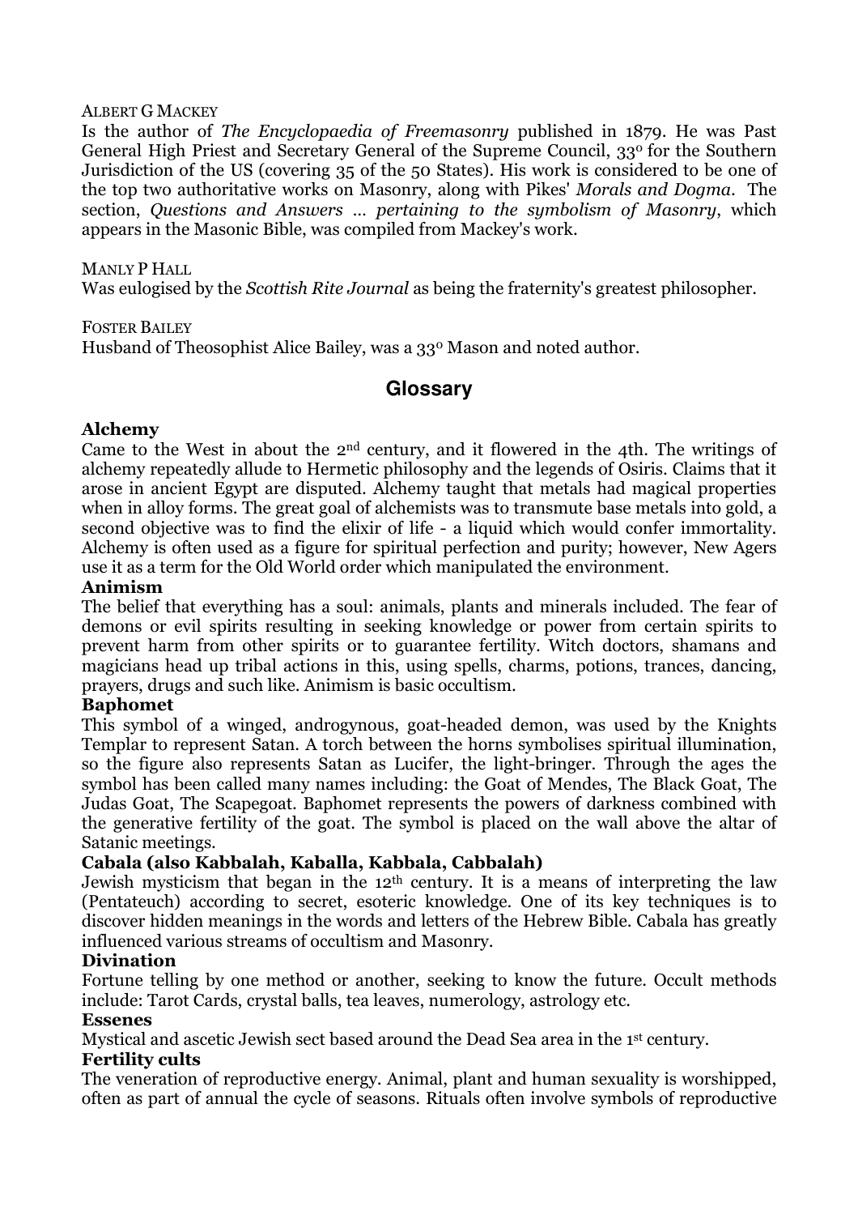ALBERT G MACKEY

Is the author of *The Encyclopaedia of Freemasonry* published in 1879. He was Past General High Priest and Secretary General of the Supreme Council, 33° for the Southern Jurisdiction of the US (covering 35 of the 50 States). His work is considered to be one of the top two authoritative works on Masonry, along with Pikes' *Morals and Dogma*. The section, *Questions and Answers ... pertaining to the symbolism of Masonry*, which appears in the Masonic Bible, was compiled from Mackey's work.

MANLY P HALL

Was eulogised by the *Scottish Rite Journal* as being the fraternity's greatest philosopher.

FOSTER BAILEY

Husband of Theosophist Alice Bailey, was a 33° Mason and noted author.

## Glossary

**Alchemy**

Came to the West in about the 2nd century, and it flowered in the 4th. The writings of alchemy repeatedly allude to Hermetic philosophy and the legends of Osiris. Claims that it arose in ancient Egypt are disputed. Alchemy taught that metals had magical properties when in alloy forms. The great goal of alchemists was to transmute base metals into gold, a second objective was to find the elixir of life - a liquid which would confer immortality. Alchemy is often used as a figure for spiritual perfection and purity; however, New Agers use it as a term for the Old World order which manipulated the environment.

**Animism**

The belief that everything has a soul: animals, plants and minerals included. The fear of demons or evil spirits resulting in seeking knowledge or power from certain spirits to prevent harm from other spirits or to guarantee fertility. Witch doctors, shamans and magicians head up tribal actions in this, using spells, charms, potions, trances, dancing, prayers, drugs and such like. Animism is basic occultism.

**Baphomet**

This symbol of a winged, androgynous, goat-headed demon, was used by the Knights Templar to represent Satan. A torch between the horns symbolises spiritual illumination, so the figure also represents Satan as Lucifer, the light-bringer. Through the ages the symbol has been called many names including: the Goat of Mendes, The Black Goat, The Judas Goat, The Scapegoat. Baphomet represents the powers of darkness combined with the generative fertility of the goat. The symbol is placed on the wall above the altar of Satanic meetings.

**Cabala (also Kabbalah, Kaballa, Kabbala, Cabbalah)**

Jewish mysticism that began in the 12th century. It is a means of interpreting the law (Pentateuch) according to secret, esoteric knowledge. One of its key techniques is to discover hidden meanings in the words and letters of the Hebrew Bible. Cabala has greatly influenced various streams of occultism and Masonry.

**Divination**

Fortune telling by one method or another, seeking to know the future. Occult methods include: Tarot Cards, crystal balls, tea leaves, numerology, astrology etc.

**Essenes**

Mystical and ascetic Jewish sect based around the Dead Sea area in the 1st century.

**Fertility cults**

The veneration of reproductive energy. Animal, plant and human sexuality is worshipped, often as part of annual the cycle of seasons. Rituals often involve symbols of reproductive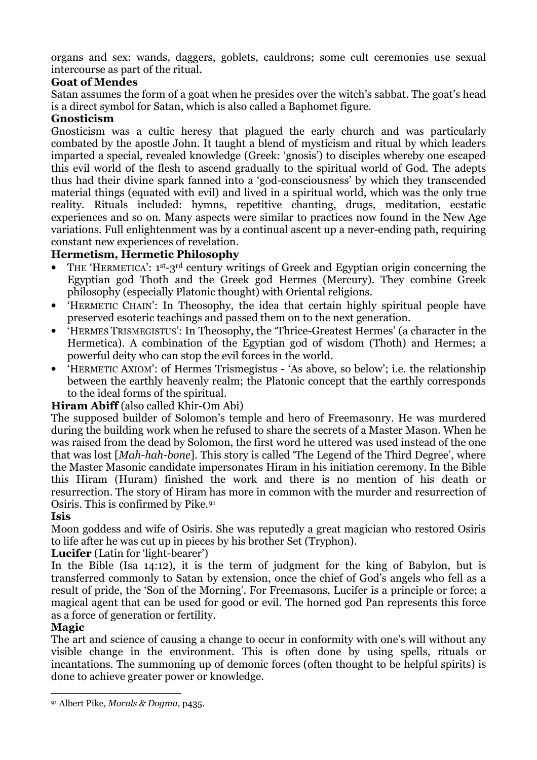organs and sex: wands, daggers, goblets, cauldrons; some cult ceremonies use sexual intercourse as part of the ritual.

**Goat of Mendes**

Satan assumes the form of a goat when he presides over the witch's sabbat. The goat's head is a direct symbol for Satan, which is also called a Baphomet figure.

**Gnosticism**

Gnosticism was a cultic heresy that plagued the early church and was particularly combated by the apostle John. It taught a blend of mysticism and ritual by which leaders imparted a special, revealed knowledge (Greek: 'gnosis') to disciples whereby one escaped this evil world of the flesh to ascend gradually to the spiritual world of God. The adepts thus had their divine spark fanned into a 'god-consciousness' by which they transcended material things (equated with evil) and lived in a spiritual world, which was the only true reality. Rituals included: hymns, repetitive chanting, drugs, meditation, ecstatic experiences and so on. Many aspects were similar to practices now found in the New Age variations. Full enlightenment was by a continual ascent up a never-ending path, requiring constant new experiences of revelation.

**Hermetism, Hermetic Philosophy**

- THE 'HERMETICA': 1st-3rd century writings of Greek and Egyptian origin concerning the Egyptian god Thoth and the Greek god Hermes (Mercury). They combine Greek philosophy (especially Platonic thought) with Oriental religions.
- 'HERMETIC CHAIN': In Theosophy, the idea that certain highly spiritual people have preserved esoteric teachings and passed them on to the next generation.
- 'HERMES TRISMEGISTUS': In Theosophy, the 'Thrice-Greatest Hermes' (a character in the Hermetica). A combination of the Egyptian god of wisdom (Thoth) and Hermes; a powerful deity who can stop the evil forces in the world.
- 'HERMETIC AXIOM': of Hermes Trismegistus - 'As above, so below'; i.e. the relationship between the earthly heavenly realm; the Platonic concept that the earthly corresponds to the ideal forms of the spiritual.

**Hiram Abiff** (also called Khir-Om Abi)

The supposed builder of Solomon's temple and hero of Freemasonry. He was murdered during the building work when he refused to share the secrets of a Master Mason. When he was raised from the dead by Solomon, the first word he uttered was used instead of the one that was lost [*Mah-hah-bone*]. This story is called 'The Legend of the Third Degree', where the Master Masonic candidate impersonates Hiram in his initiation ceremony. In the Bible this Hiram (Huram) finished the work and there is no mention of his death or resurrection. The story of Hiram has more in common with the murder and resurrection of Osiris. This is confirmed by Pike.[91]

**Isis**

Moon goddess and wife of Osiris. She was reputedly a great magician who restored Osiris to life after he was cut up in pieces by his brother Set (Tryphon).

**Lucifer** (Latin for 'light-bearer')

In the Bible (Isa 14:12), it is the term of judgment for the king of Babylon, but is transferred commonly to Satan by extension, once the chief of God's angels who fell as a result of pride, the 'Son of the Morning'. For Freemasons, Lucifer is a principle or force; a magical agent that can be used for good or evil. The horned god Pan represents this force as a force of generation or fertility.

**Magic**

The art and science of causing a change to occur in conformity with one's will without any visible change in the environment. This is often done by using spells, rituals or incantations. The summoning up of demonic forces (often thought to be helpful spirits) is done to achieve greater power or knowledge.

---

[91] Albert Pike, *Morals & Dogma,* p435.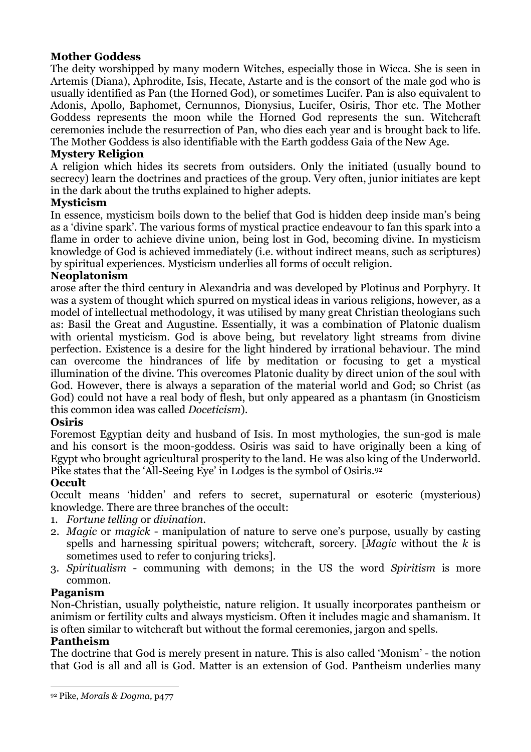**Mother Goddess**

The deity worshipped by many modern Witches, especially those in Wicca. She is seen in Artemis (Diana), Aphrodite, Isis, Hecate, Astarte and is the consort of the male god who is usually identified as Pan (the Horned God), or sometimes Lucifer. Pan is also equivalent to Adonis, Apollo, Baphomet, Cernunnos, Dionysius, Lucifer, Osiris, Thor etc. The Mother Goddess represents the moon while the Horned God represents the sun. Witchcraft ceremonies include the resurrection of Pan, who dies each year and is brought back to life. The Mother Goddess is also identifiable with the Earth goddess Gaia of the New Age.

**Mystery Religion**

A religion which hides its secrets from outsiders. Only the initiated (usually bound to secrecy) learn the doctrines and practices of the group. Very often, junior initiates are kept in the dark about the truths explained to higher adepts.

**Mysticism**

In essence, mysticism boils down to the belief that God is hidden deep inside man's being as a 'divine spark'. The various forms of mystical practice endeavour to fan this spark into a flame in order to achieve divine union, being lost in God, becoming divine. In mysticism knowledge of God is achieved immediately (i.e. without indirect means, such as scriptures) by spiritual experiences. Mysticism underlies all forms of occult religion.

**Neoplatonism**

arose after the third century in Alexandria and was developed by Plotinus and Porphyry. It was a system of thought which spurred on mystical ideas in various religions, however, as a model of intellectual methodology, it was utilised by many great Christian theologians such as: Basil the Great and Augustine. Essentially, it was a combination of Platonic dualism with oriental mysticism. God is above being, but revelatory light streams from divine perfection. Existence is a desire for the light hindered by irrational behaviour. The mind can overcome the hindrances of life by meditation or focusing to get a mystical illumination of the divine. This overcomes Platonic duality by direct union of the soul with God. However, there is always a separation of the material world and God; so Christ (as God) could not have a real body of flesh, but only appeared as a phantasm (in Gnosticism this common idea was called *Doceticism*).

**Osiris**

Foremost Egyptian deity and husband of Isis. In most mythologies, the sun-god is male and his consort is the moon-goddess. Osiris was said to have originally been a king of Egypt who brought agricultural prosperity to the land. He was also king of the Underworld. Pike states that the 'All-Seeing Eye' in Lodges is the symbol of Osiris.[92]

**Occult**

Occult means 'hidden' and refers to secret, supernatural or esoteric (mysterious) knowledge. There are three branches of the occult:

1. *Fortune telling* or *divination*.
2. *Magic* or *magick* - manipulation of nature to serve one's purpose, usually by casting spells and harnessing spiritual powers; witchcraft, sorcery. [*Magic* without the *k* is sometimes used to refer to conjuring tricks].
3. *Spiritualism* - communing with demons; in the US the word *Spiritism* is more common.

**Paganism**

Non-Christian, usually polytheistic, nature religion. It usually incorporates pantheism or animism or fertility cults and always mysticism. Often it includes magic and shamanism. It is often similar to witchcraft but without the formal ceremonies, jargon and spells.

**Pantheism**

The doctrine that God is merely present in nature. This is also called 'Monism' - the notion that God is all and all is God. Matter is an extension of God. Pantheism underlies many

[92] Pike, *Morals & Dogma,* p477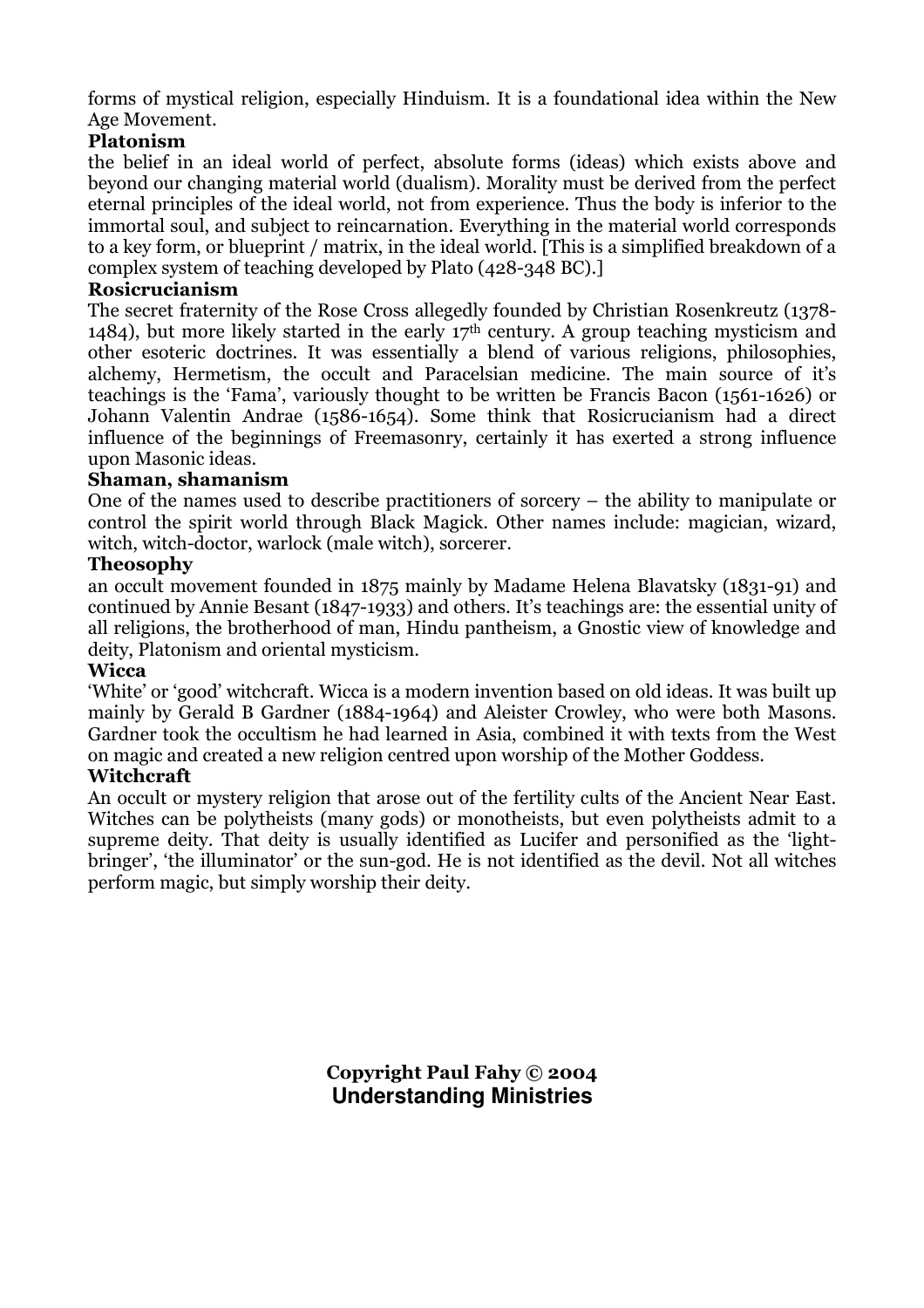forms of mystical religion, especially Hinduism. It is a foundational idea within the New Age Movement.

**Platonism**

the belief in an ideal world of perfect, absolute forms (ideas) which exists above and beyond our changing material world (dualism). Morality must be derived from the perfect eternal principles of the ideal world, not from experience. Thus the body is inferior to the immortal soul, and subject to reincarnation. Everything in the material world corresponds to a key form, or blueprint / matrix, in the ideal world. [This is a simplified breakdown of a complex system of teaching developed by Plato (428-348 BC).]

**Rosicrucianism**

The secret fraternity of the Rose Cross allegedly founded by Christian Rosenkreutz (1378-1484), but more likely started in the early 17th century. A group teaching mysticism and other esoteric doctrines. It was essentially a blend of various religions, philosophies, alchemy, Hermetism, the occult and Paracelsian medicine. The main source of it's teachings is the 'Fama', variously thought to be written be Francis Bacon (1561-1626) or Johann Valentin Andrae (1586-1654). Some think that Rosicrucianism had a direct influence of the beginnings of Freemasonry, certainly it has exerted a strong influence upon Masonic ideas.

**Shaman, shamanism**

One of the names used to describe practitioners of sorcery – the ability to manipulate or control the spirit world through Black Magick. Other names include: magician, wizard, witch, witch-doctor, warlock (male witch), sorcerer.

**Theosophy**

an occult movement founded in 1875 mainly by Madame Helena Blavatsky (1831-91) and continued by Annie Besant (1847-1933) and others. It's teachings are: the essential unity of all religions, the brotherhood of man, Hindu pantheism, a Gnostic view of knowledge and deity, Platonism and oriental mysticism.

**Wicca**

'White' or 'good' witchcraft. Wicca is a modern invention based on old ideas. It was built up mainly by Gerald B Gardner (1884-1964) and Aleister Crowley, who were both Masons. Gardner took the occultism he had learned in Asia, combined it with texts from the West on magic and created a new religion centred upon worship of the Mother Goddess.

**Witchcraft**

An occult or mystery religion that arose out of the fertility cults of the Ancient Near East. Witches can be polytheists (many gods) or monotheists, but even polytheists admit to a supreme deity. That deity is usually identified as Lucifer and personified as the 'light-bringer', 'the illuminator' or the sun-god. He is not identified as the devil. Not all witches perform magic, but simply worship their deity.

**Copyright Paul Fahy © 2004**
**Understanding Ministries**